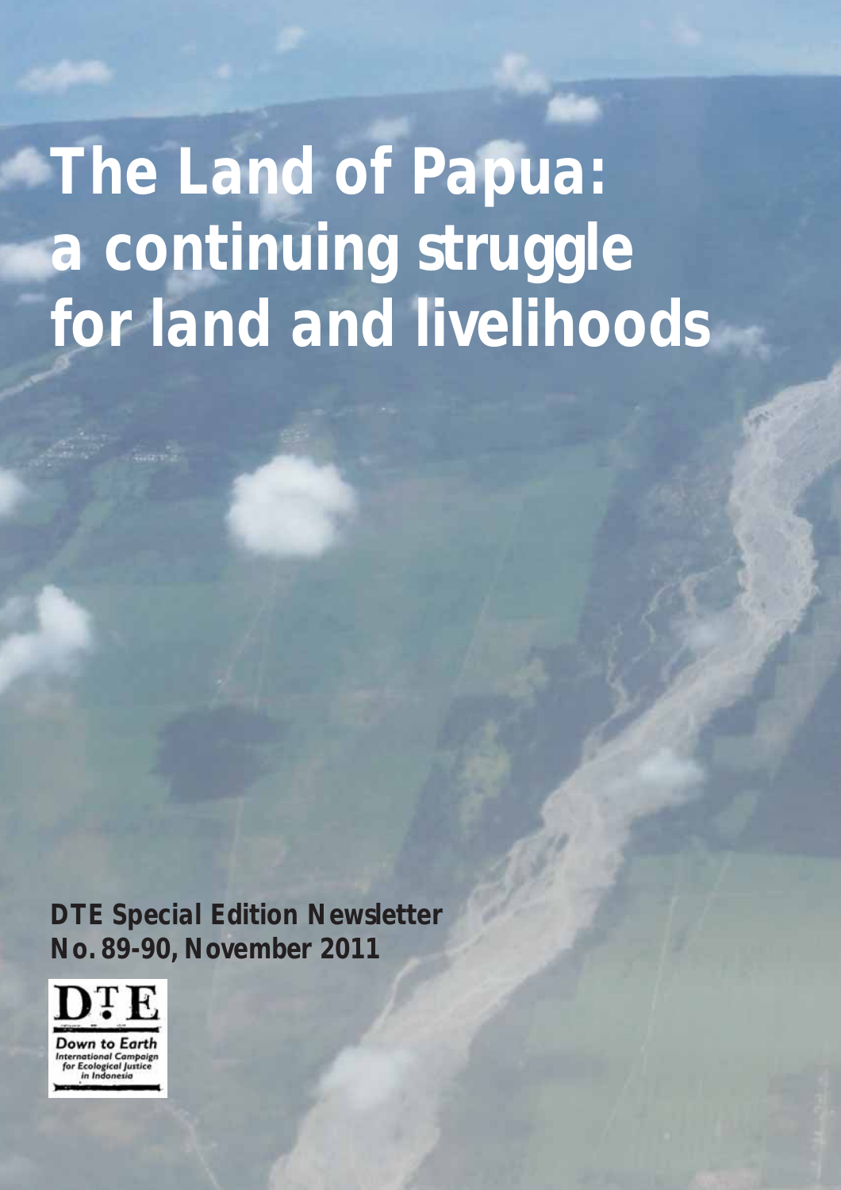# The Land of Papua: a continuing struggle for land and livelihoods

**DTE Special Edition Newsletter**
**No. 89-90, November 2011**

DTE

Down to Earth
International Campaign for Ecological Justice in Indonesia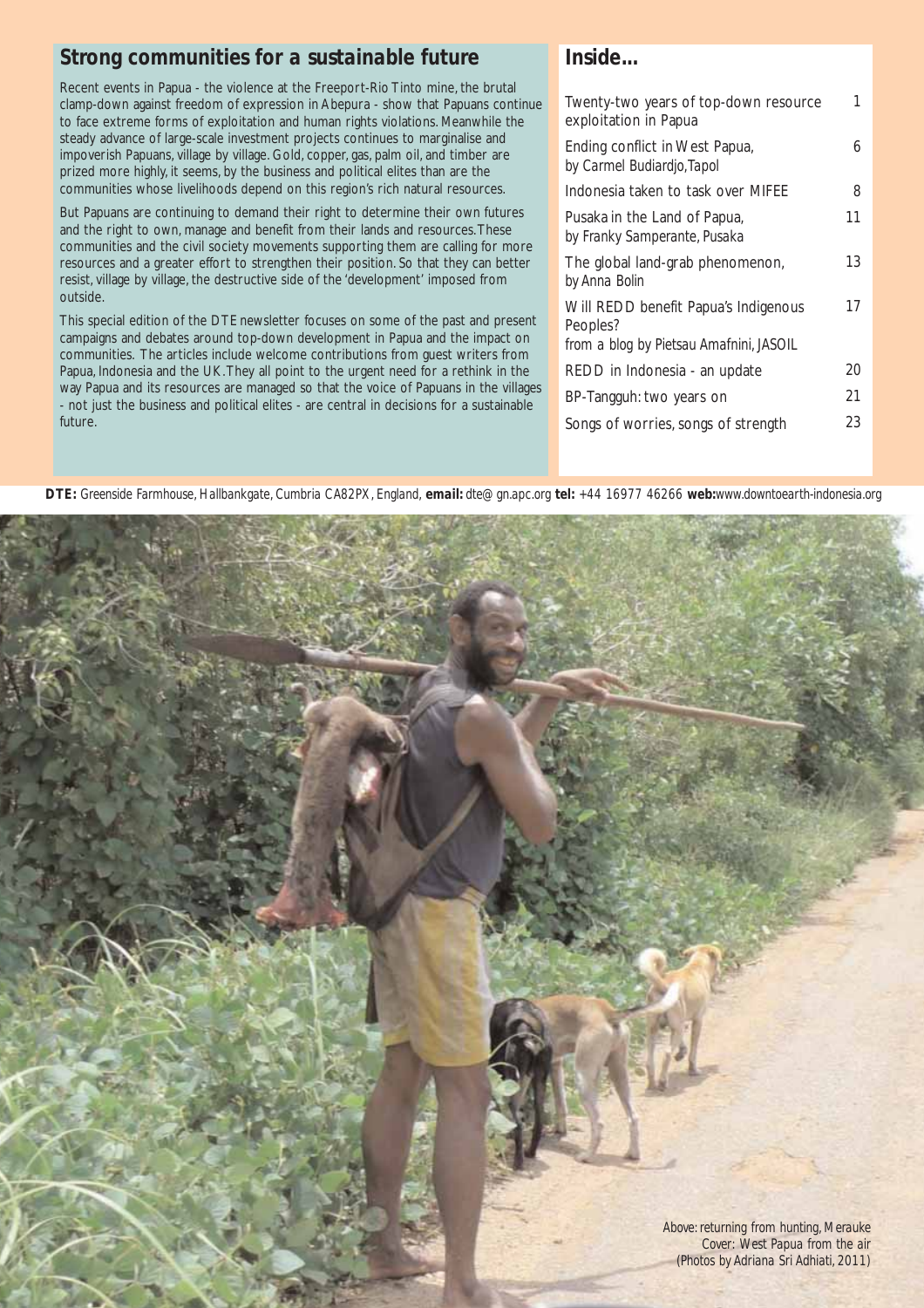## Strong communities for a sustainable future

Recent events in Papua - the violence at the Freeport-Rio Tinto mine, the brutal clamp-down against freedom of expression in Abepura - show that Papuans continue to face extreme forms of exploitation and human rights violations. Meanwhile the steady advance of large-scale investment projects continues to marginalise and impoverish Papuans, village by village. Gold, copper, gas, palm oil, and timber are prized more highly, it seems, by the business and political elites than are the communities whose livelihoods depend on this region's rich natural resources.

But Papuans are continuing to demand their right to determine their own futures and the right to own, manage and benefit from their lands and resources. These communities and the civil society movements supporting them are calling for more resources and a greater effort to strengthen their position. So that they can better resist, village by village, the destructive side of the 'development' imposed from outside.

This special edition of the DTE newsletter focuses on some of the past and present campaigns and debates around top-down development in Papua and the impact on communities. The articles include welcome contributions from guest writers from Papua, Indonesia and the UK. They all point to the urgent need for a rethink in the way Papua and its resources are managed so that the voice of Papuans in the villages - not just the business and political elites - are central in decisions for a sustainable future.

## Inside...

| | |
|---|---|
| Twenty-two years of top-down resource exploitation in Papua | 1 |
| Ending conflict in West Papua, by Carmel Budiardjo, Tapol | 6 |
| Indonesia taken to task over MIFEE | 8 |
| Pusaka in the Land of Papua, by Franky Samperante, Pusaka | 11 |
| The global land-grab phenomenon, by Anna Bolin | 13 |
| Will REDD benefit Papua's Indigenous Peoples? from a blog by Pietsau Amafnini, JASOIL | 17 |
| REDD in Indonesia - an update | 20 |
| BP-Tangguh: two years on | 21 |
| Songs of worries, songs of strength | 23 |

**DTE:** Greenside Farmhouse, Hallbankgate, Cumbria CA82PX, England, **email:** dte@gn.apc.org **tel:** +44 16977 46266 **web:** www.downtoearth-indonesia.org

Above: returning from hunting, Merauke
Cover: West Papua from the air
(Photos by Adriana Sri Adhiati, 2011)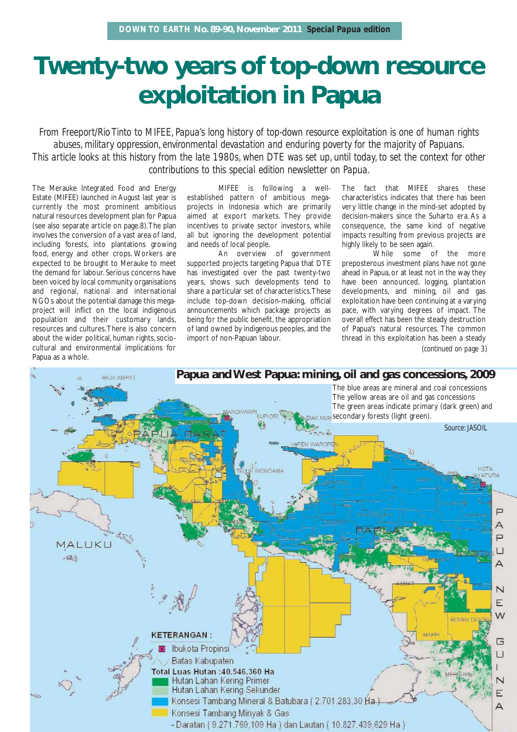# Twenty-two years of top-down resource exploitation in Papua

*From Freeport/Rio Tinto to MIFEE, Papua's long history of top-down resource exploitation is one of human rights abuses, military oppression, environmental devastation and enduring poverty for the majority of Papuans. This article looks at this history from the late 1980s, when DTE was set up, until today, to set the context for other contributions to this special edition newsletter on Papua.*

The Merauke Integrated Food and Energy Estate (MIFEE) launched in August last year is currently the most prominent ambitious natural resources development plan for Papua (see also separate article on page.8). The plan involves the conversion of a vast area of land, including forests, into plantations growing food, energy and other crops. Workers are expected to be brought to Merauke to meet the demand for labour. Serious concerns have been voiced by local community organisations and regional, national and international NGOs about the potential damage this mega-project will inflict on the local indigenous population and their customary lands, resources and cultures. There is also concern about the wider political, human rights, socio-cultural and environmental implications for Papua as a whole.

MIFEE is following a well-established pattern of ambitious mega-projects in Indonesia which are primarily aimed at export markets. They provide incentives to private sector investors, while all but ignoring the development potential and needs of local people.

An overview of government supported projects targeting Papua that DTE has investigated over the past twenty-two years, shows such developments tend to share a particular set of characteristics. These include top-down decision-making, official announcements which package projects as being for the public benefit, the appropriation of land owned by indigenous peoples, and the import of non-Papuan labour.

The fact that MIFEE shares these characteristics indicates that there has been very little change in the mind-set adopted by decision-makers since the Suharto era. As a consequence, the same kind of negative impacts resulting from previous projects are highly likely to be seen again.

While some of the more preposterous investment plans have not gone ahead in Papua, or at least not in the way they have been announced, logging, plantation developments, and mining, oil and gas exploitation have been continuing at a varying pace, with varying degrees of impact. The overall effect has been the steady destruction of Papua's natural resources. The common thread in this exploitation has been a steady

*(continued on page 3)*

## Papua and West Papua: mining, oil and gas concessions, 2009

The blue areas are mineral and coal concessions
The yellow areas are oil and gas concessions
The green areas indicate primary (dark green) and secondary forests (light green).

Source: JASOIL

**KETERANGAN :**
- Ibukota Propinsi
- Batas Kabupaten

Total Luas Hutan :40.546.360 Ha
- Hutan Lahan Kering Primer
- Hutan Lahan Kering Sekunder
- Konsesi Tambang Mineral & Batubara ( 2.701.283,30 Ha )
- Konsesi Tambang Minyak & Gas
  - Daratan ( 9.271.769,109 Ha ) dan Lautan ( 10.827.439,629 Ha )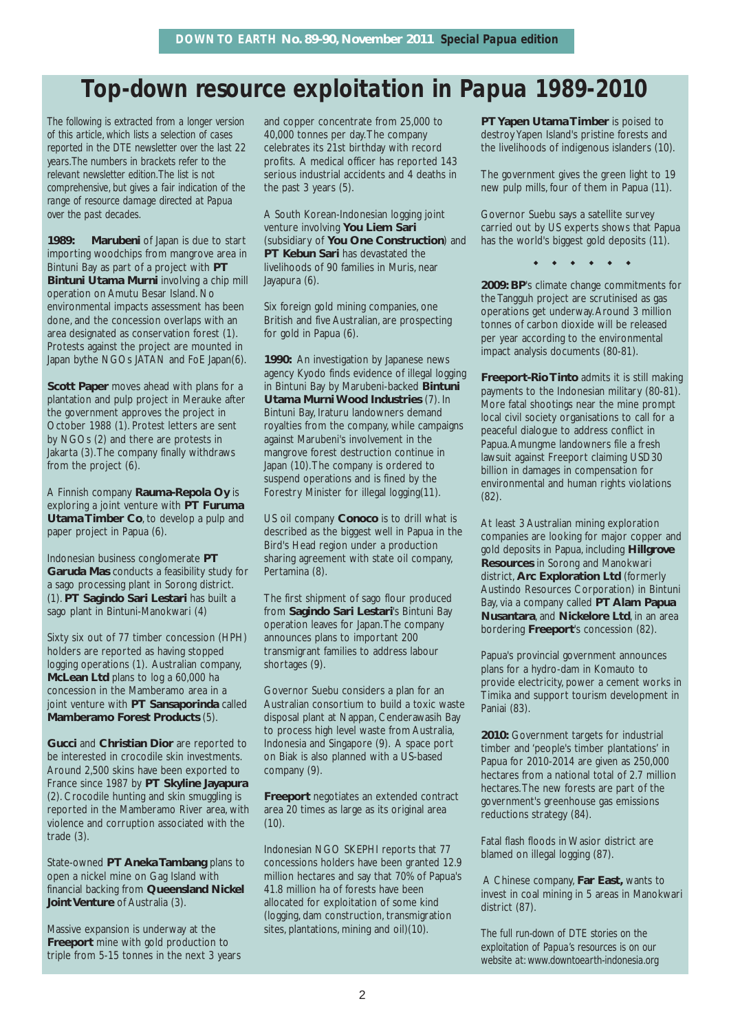# Top-down resource exploitation in Papua 1989-2010

*The following is extracted from a longer version of this article, which lists a selection of cases reported in the DTE newsletter over the last 22 years. The numbers in brackets refer to the relevant newsletter edition. The list is not comprehensive, but gives a fair indication of the range of resource damage directed at Papua over the past decades.*

**1989:** **Marubeni** of Japan is due to start importing woodchips from mangrove area in Bintuni Bay as part of a project with **PT Bintuni Utama Murni** involving a chip mill operation on Amutu Besar Island. No environmental impacts assessment has been done, and the concession overlaps with an area designated as conservation forest (1). Protests against the project are mounted in Japan bythe NGOs JATAN and FoE Japan(6).

**Scott Paper** moves ahead with plans for a plantation and pulp project in Merauke after the government approves the project in October 1988 (1). Protest letters are sent by NGOs (2) and there are protests in Jakarta (3). The company finally withdraws from the project (6).

A Finnish company **Rauma-Repola Oy** is exploring a joint venture with **PT Furuma Utama Timber Co**, to develop a pulp and paper project in Papua (6).

Indonesian business conglomerate **PT Garuda Mas** conducts a feasibility study for a sago processing plant in Sorong district. (1). **PT Sagindo Sari Lestari** has built a sago plant in Bintuni-Manokwari (4)

Sixty six out of 77 timber concession (HPH) holders are reported as having stopped logging operations (1). Australian company, **McLean Ltd** plans to log a 60,000 ha concession in the Mamberamo area in a joint venture with **PT Sansaporinda** called **Mamberamo Forest Products** (5).

**Gucci** and **Christian Dior** are reported to be interested in crocodile skin investments. Around 2,500 skins have been exported to France since 1987 by **PT Skyline Jayapura** (2). Crocodile hunting and skin smuggling is reported in the Mamberamo River area, with violence and corruption associated with the trade (3).

State-owned **PT Aneka Tambang** plans to open a nickel mine on Gag Island with financial backing from **Queensland Nickel Joint Venture** of Australia (3).

Massive expansion is underway at the **Freeport** mine with gold production to triple from 5-15 tonnes in the next 3 years and copper concentrate from 25,000 to 40,000 tonnes per day. The company celebrates its 21st birthday with record profits. A medical officer has reported 143 serious industrial accidents and 4 deaths in the past 3 years (5).

A South Korean-Indonesian logging joint venture involving **You Liem Sari** (subsidiary of **You One Construction**) and **PT Kebun Sari** has devastated the livelihoods of 90 families in Muris, near Jayapura (6).

Six foreign gold mining companies, one British and five Australian, are prospecting for gold in Papua (6).

**1990:** An investigation by Japanese news agency Kyodo finds evidence of illegal logging in Bintuni Bay by Marubeni-backed **Bintuni Utama Murni Wood Industries** (7). In Bintuni Bay, Iraturu landowners demand royalties from the company, while campaigns against Marubeni's involvement in the mangrove forest destruction continue in Japan (10). The company is ordered to suspend operations and is fined by the Forestry Minister for illegal logging(11).

US oil company **Conoco** is to drill what is described as the biggest well in Papua in the Bird's Head region under a production sharing agreement with state oil company, Pertamina (8).

The first shipment of sago flour produced from **Sagindo Sari Lestari**'s Bintuni Bay operation leaves for Japan. The company announces plans to important 200 transmigrant families to address labour shortages (9).

Governor Suebu considers a plan for an Australian consortium to build a toxic waste disposal plant at Nappan, Cenderawasih Bay to process high level waste from Australia, Indonesia and Singapore (9). A space port on Biak is also planned with a US-based company (9).

**Freeport** negotiates an extended contract area 20 times as large as its original area (10).

Indonesian NGO SKEPHI reports that 77 concessions holders have been granted 12.9 million hectares and say that 70% of Papua's 41.8 million ha of forests have been allocated for exploitation of some kind (logging, dam construction, transmigration sites, plantations, mining and oil)(10).

**PT Yapen Utama Timber** is poised to destroy Yapen Island's pristine forests and the livelihoods of indigenous islanders (10).

The government gives the green light to 19 new pulp mills, four of them in Papua (11).

Governor Suebu says a satellite survey carried out by US experts shows that Papua has the world's biggest gold deposits (11).

◆ ◆ ◆ ◆ ◆ ◆

**2009: BP**'s climate change commitments for the Tangguh project are scrutinised as gas operations get underway. Around 3 million tonnes of carbon dioxide will be released per year according to the environmental impact analysis documents (80-81).

**Freeport-Rio Tinto** admits it is still making payments to the Indonesian military (80-81). More fatal shootings near the mine prompt local civil society organisations to call for a peaceful dialogue to address conflict in Papua. Amungme landowners file a fresh lawsuit against Freeport claiming USD30 billion in damages in compensation for environmental and human rights violations (82).

At least 3 Australian mining exploration companies are looking for major copper and gold deposits in Papua, including **Hillgrove Resources** in Sorong and Manokwari district, **Arc Exploration Ltd** (formerly Austindo Resources Corporation) in Bintuni Bay, via a company called **PT Alam Papua Nusantara**, and **Nickelore Ltd**, in an area bordering **Freeport**'s concession (82).

Papua's provincial government announces plans for a hydro-dam in Komauto to provide electricity, power a cement works in Timika and support tourism development in Paniai (83).

**2010:** Government targets for industrial timber and 'people's timber plantations' in Papua for 2010-2014 are given as 250,000 hectares from a national total of 2.7 million hectares. The new forests are part of the government's greenhouse gas emissions reductions strategy (84).

Fatal flash floods in Wasior district are blamed on illegal logging (87).

A Chinese company, **Far East,** wants to invest in coal mining in 5 areas in Manokwari district (87).

*The full run-down of DTE stories on the exploitation of Papua's resources is on our website at: www.downtoearth-indonesia.org*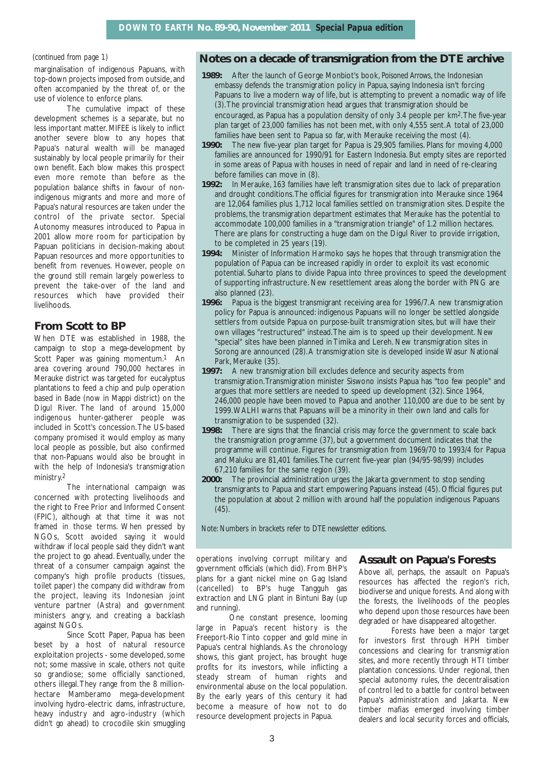*(continued from page 1)*

marginalisation of indigenous Papuans, with top-down projects imposed from outside, and often accompanied by the threat of, or the use of violence to enforce plans.

The cumulative impact of these development schemes is a separate, but no less important matter. MIFEE is likely to inflict another severe blow to any hopes that Papua's natural wealth will be managed sustainably by local people primarily for their own benefit. Each blow makes this prospect even more remote than before as the population balance shifts in favour of non-indigenous migrants and more and more of Papua's natural resources are taken under the control of the private sector. Special Autonomy measures introduced to Papua in 2001 allow more room for participation by Papuan politicians in decision-making about Papuan resources and more opportunities to benefit from revenues. However, people on the ground still remain largely powerless to prevent the take-over of the land and resources which have provided their livelihoods.

## From Scott to BP

When DTE was established in 1988, the campaign to stop a mega-development by Scott Paper was gaining momentum.[1] An area covering around 790,000 hectares in Merauke district was targeted for eucalyptus plantations to feed a chip and pulp operation based in Bade (now in Mappi district) on the Digul River. The land of around 15,000 indigenous hunter-gatherer people was included in Scott's concession. The US-based company promised it would employ as many local people as possible, but also confirmed that non-Papuans would also be brought in with the help of Indonesia's transmigration ministry.[2]

The international campaign was concerned with protecting livelihoods and the right to Free Prior and Informed Consent (FPIC), although at that time it was not framed in those terms. When pressed by NGOs, Scott avoided saying it would withdraw if local people said they didn't want the project to go ahead. Eventually, under the threat of a consumer campaign against the company's high profile products (tissues, toilet paper) the company did withdraw from the project, leaving its Indonesian joint venture partner (Astra) and government ministers angry, and creating a backlash against NGOs.

Since Scott Paper, Papua has been beset by a host of natural resource exploitation projects - some developed, some not; some massive in scale, others not quite so grandiose; some officially sanctioned, others illegal. They range from the 8 million-hectare Mamberamo mega-development involving hydro-electric dams, infrastructure, heavy industry and agro-industry (which didn't go ahead) to crocodile skin smuggling operations involving corrupt military and government officials (which did). From BHP's plans for a giant nickel mine on Gag Island (cancelled) to BP's huge Tangguh gas extraction and LNG plant in Bintuni Bay (up and running).

One constant presence, looming large in Papua's recent history is the Freeport-Rio Tinto copper and gold mine in Papua's central highlands. As the chronology shows, this giant project, has brought huge profits for its investors, while inflicting a steady stream of human rights and environmental abuse on the local population. By the early years of this century it had become a measure of how not to do resource development projects in Papua.

## Notes on a decade of transmigration from the DTE archive

**1989:** After the launch of George Monbiot's book, *Poisoned Arrows*, the Indonesian embassy defends the transmigration policy in Papua, saying Indonesia isn't forcing Papuans to live a modern way of life, but is attempting to prevent a nomadic way of life (3). The provincial transmigration head argues that transmigration should be encouraged, as Papua has a population density of only 3.4 people per km$^2$. The five-year plan target of 23,000 families has not been met, with only 4,555 sent. A total of 23,000 families have been sent to Papua so far, with Merauke receiving the most (4).

**1990:** The new five-year plan target for Papua is 29,905 families. Plans for moving 4,000 families are announced for 1990/91 for Eastern Indonesia. But empty sites are reported in some areas of Papua with houses in need of repair and land in need of re-clearing before families can move in (8).

**1992:** In Merauke, 163 families have left transmigration sites due to lack of preparation and drought conditions. The official figures for transmigration into Merauke since 1964 are 12,064 families plus 1,712 local families settled on transmigration sites. Despite the problems, the transmigration department estimates that Merauke has the potential to accommodate 100,000 families in a "transmigration triangle" of 1.2 million hectares. There are plans for constructing a huge dam on the Digul River to provide irrigation, to be completed in 25 years (19).

**1994:** Minister of Information Harmoko says he hopes that through transmigration the population of Papua can be increased rapidly in order to exploit its vast economic potential. Suharto plans to divide Papua into three provinces to speed the development of supporting infrastructure. New resettlement areas along the border with PNG are also planned (23).

**1996:** Papua is the biggest transmigrant receiving area for 1996/7. A new transmigration policy for Papua is announced: indigenous Papuans will no longer be settled alongside settlers from outside Papua on purpose-built transmigration sites, but will have their own villages "restructured" instead. The aim is to speed up their development. New "special" sites have been planned in Timika and Lereh. New transmigration sites in Sorong are announced (28). A transmigration site is developed inside Wasur National Park, Merauke (35).

**1997:** A new transmigration bill excludes defence and security aspects from transmigration. Transmigration minister Siswono insists Papua has "too few people" and argues that more settlers are needed to speed up development (32). Since 1964, 246,000 people have been moved to Papua and another 110,000 are due to be sent by 1999. WALHI warns that Papuans will be a minority in their own land and calls for transmigration to be suspended (32).

**1998:** There are signs that the financial crisis may force the government to scale back the transmigration programme (37), but a government document indicates that the programme will continue. Figures for transmigration from 1969/70 to 1993/4 for Papua and Maluku are 81,401 families. The current five-year plan (94/95-98/99) includes 67,210 families for the same region (39).

**2000:** The provincial administration urges the Jakarta government to stop sending transmigrants to Papua and start empowering Papuans instead (45). Official figures put the population at about 2 million with around half the population indigenous Papuans (45).

*Note: Numbers in brackets refer to DTE newsletter editions.*

## Assault on Papua's Forests

Above all, perhaps, the assault on Papua's resources has affected the region's rich, biodiverse and unique forests. And along with the forests, the livelihoods of the peoples who depend upon those resources have been degraded or have disappeared altogether.

Forests have been a major target for investors first through HPH timber concessions and clearing for transmigration sites, and more recently through HTI timber plantation concessions. Under regional, then special autonomy rules, the decentralisation of control led to a battle for control between Papua's administration and Jakarta. New timber mafias emerged involving timber dealers and local security forces and officials,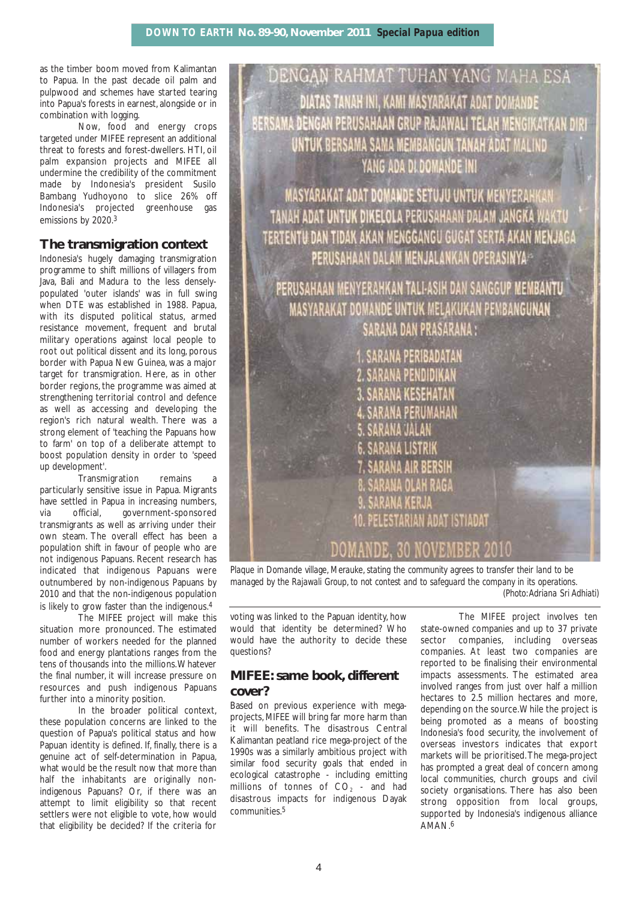as the timber boom moved from Kalimantan to Papua. In the past decade oil palm and pulpwood and schemes have started tearing into Papua's forests in earnest, alongside or in combination with logging.

Now, food and energy crops targeted under MIFEE represent an additional threat to forests and forest-dwellers. HTI, oil palm expansion projects and MIFEE all undermine the credibility of the commitment made by Indonesia's president Susilo Bambang Yudhoyono to slice 26% off Indonesia's projected greenhouse gas emissions by 2020.[3]

## The transmigration context

Indonesia's hugely damaging transmigration programme to shift millions of villagers from Java, Bali and Madura to the less densely-populated 'outer islands' was in full swing when DTE was established in 1988. Papua, with its disputed political status, armed resistance movement, frequent and brutal military operations against local people to root out political dissent and its long, porous border with Papua New Guinea, was a major target for transmigration. Here, as in other border regions, the programme was aimed at strengthening territorial control and defence as well as accessing and developing the region's rich natural wealth. There was a strong element of 'teaching the Papuans how to farm' on top of a deliberate attempt to boost population density in order to 'speed up development'.

Transmigration remains a particularly sensitive issue in Papua. Migrants have settled in Papua in increasing numbers, via official, government-sponsored transmigrants as well as arriving under their own steam. The overall effect has been a population shift in favour of people who are not indigenous Papuans. Recent research has indicated that indigenous Papuans were outnumbered by non-indigenous Papuans by 2010 and that the non-indigenous population is likely to grow faster than the indigenous.[4]

The MIFEE project will make this situation more pronounced. The estimated number of workers needed for the planned food and energy plantations ranges from the tens of thousands into the millions. Whatever the final number, it will increase pressure on resources and push indigenous Papuans further into a minority position.

In the broader political context, these population concerns are linked to the question of Papua's political status and how Papuan identity is defined. If, finally, there is a genuine act of self-determination in Papua, what would be the result now that more than half the inhabitants are originally non-indigenous Papuans? Or, if there was an attempt to limit eligibility so that recent settlers were not eligible to vote, how would that eligibility be decided? If the criteria for voting was linked to the Papuan identity, how would that identity be determined? Who would have the authority to decide these questions?

DENGAN RAHMAT TUHAN YANG MAHA ESA
DIATAS TANAH INI, KAMI MASYARAKAT ADAT DOMANDE BERSAMA DENGAN PERUSAHAAN GRUP RAJAWALI TELAH MENGIKATKAN DIRI UNTUK BERSAMA SAMA MEMBANGUN TANAH ADAT MALIND YANG ADA DI DOMANDE INI

MASYARAKAT ADAT DOMANDE SETUJU UNTUK MENYERAHKAN TANAH ADAT UNTUK DIKELOLA PERUSAHAAN DALAM JANGKA WAKTU TERTENTU DAN TIDAK AKAN MENGGANGU GUGAT SERTA AKAN MENJAGA PERUSAHAAN DALAM MENJALANKAN OPERASINYA

PERUSAHAAN MENYERAHKAN TALI-ASIH DAN SANGGUP MEMBANTU MASYARAKAT DOMANDE UNTUK MELAKUKAN PEMBANGUNAN SARANA DAN PRASARANA :

1. SARANA PERIBADATAN
2. SARANA PENDIDIKAN
3. SARANA KESEHATAN
4. SARANA PERUMAHAN
5. SARANA JALAN
6. SARANA LISTRIK
7. SARANA AIR BERSIH
8. SARANA OLAH RAGA
9. SARANA KERJA
10. PELESTARIAN ADAT ISTIADAT

DOMANDE, 30 NOVEMBER 2010

*Plaque in Domande village, Merauke, stating the community agrees to transfer their land to be managed by the Rajawali Group, to not contest and to safeguard the company in its operations.* (Photo: Adriana Sri Adhiati)

## MIFEE: same book, different cover?

Based on previous experience with mega-projects, MIFEE will bring far more harm than it will benefits. The disastrous Central Kalimantan peatland rice mega-project of the 1990s was a similarly ambitious project with similar food security goals that ended in ecological catastrophe - including emitting millions of tonnes of $CO_2$ - and had disastrous impacts for indigenous Dayak communities.[5]

The MIFEE project involves ten state-owned companies and up to 37 private sector companies, including overseas companies. At least two companies are reported to be finalising their environmental impacts assessments. The estimated area involved ranges from just over half a million hectares to 2.5 million hectares and more, depending on the source. While the project is being promoted as a means of boosting Indonesia's food security, the involvement of overseas investors indicates that export markets will be prioritised. The mega-project has prompted a great deal of concern among local communities, church groups and civil society organisations. There has also been strong opposition from local groups, supported by Indonesia's indigenous alliance AMAN.[6]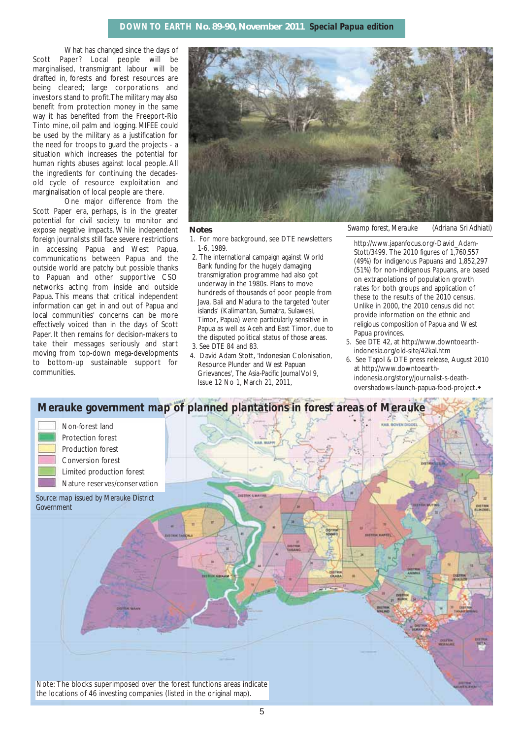What has changed since the days of Scott Paper? Local people will be marginalised, transmigrant labour will be drafted in, forests and forest resources are being cleared; large corporations and investors stand to profit.The military may also benefit from protection money in the same way it has benefited from the Freeport-Rio Tinto mine, oil palm and logging. MIFEE could be used by the military as a justification for the need for troops to guard the projects - a situation which increases the potential for human rights abuses against local people. All the ingredients for continuing the decades-old cycle of resource exploitation and marginalisation of local people are there.

One major difference from the Scott Paper era, perhaps, is in the greater potential for civil society to monitor and expose negative impacts. While independent foreign journalists still face severe restrictions in accessing Papua and West Papua, communications between Papua and the outside world are patchy but possible thanks to Papuan and other CSO networks acting from inside and outside Papua. This means that critical independent information can get in and out of Papua and local communities' concerns can be more effectively voiced than in the days of Scott Paper. It then remains for decision-makers to take their messages seriously and start moving from top-down mega-developments to bottom-up sustainable support for communities.

Swamp forest, Merauke (Adriana Sri Adhiati)

**Notes**

1. For more background, see DTE newsletters 1-6, 1989.
2. The international campaign against World Bank funding for the hugely damaging transmigration programme had also got underway in the 1980s. Plans to move hundreds of thousands of poor people from Java, Bali and Madura to the targeted 'outer islands' (Kalimantan, Sumatra, Sulawesi, Timor, Papua) were particularly sensitive in Papua as well as Aceh and East Timor, due to the disputed political status of those areas.
3. See DTE 84 and 83.
4. David Adam Stott, 'Indonesian Colonisation, Resource Plunder and West Papuan Grievances', *The Asia-Pacific Journal* Vol 9, Issue 12 No 1, March 21, 2011, http://www.japanfocus.org/-David_Adam-Stott/3499. The 2010 figures of 1,760,557 (49%) for indigenous Papuans and 1,852,297 (51%) for non-indigenous Papuans, are based on extrapolations of population growth rates for both groups and application of these to the results of the 2010 census. Unlike in 2000, the 2010 census did not provide information on the ethnic and religious composition of Papua and West Papua provinces.
5. See DTE 42, at http://www.downtoearth-indonesia.org/old-site/42kal.htm
6. See Tapol & DTE press release, August 2010 at http://www.downtoearth-indonesia.org/story/journalist-s-death-overshadows-launch-papua-food-project.◆

## Merauke government map of planned plantations in forest areas of Merauke

- Non-forest land
- Protection forest
- Production forest
- Conversion forest
- Limited production forest
- Nature reserves/conservation

Source: map issued by Merauke District Government

Note: The blocks superimposed over the forest functions areas indicate the locations of 46 investing companies (listed in the original map).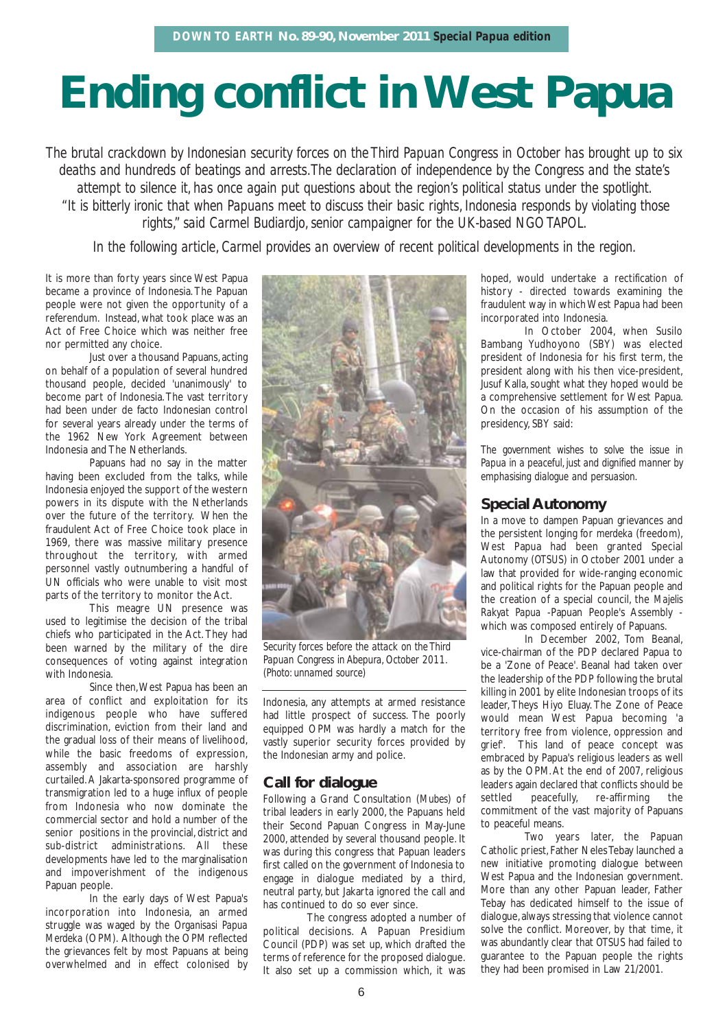# Ending conflict in West Papua

*The brutal crackdown by Indonesian security forces on the Third Papuan Congress in October has brought up to six deaths and hundreds of beatings and arrests. The declaration of independence by the Congress and the state's attempt to silence it, has once again put questions about the region's political status under the spotlight. "It is bitterly ironic that when Papuans meet to discuss their basic rights, Indonesia responds by violating those rights," said Carmel Budiardjo, senior campaigner for the UK-based NGO TAPOL.*

*In the following article, Carmel provides an overview of recent political developments in the region.*

It is more than forty years since West Papua became a province of Indonesia. The Papuan people were not given the opportunity of a referendum. Instead, what took place was an Act of Free Choice which was neither free nor permitted any choice.

Just over a thousand Papuans, acting on behalf of a population of several hundred thousand people, decided 'unanimously' to become part of Indonesia. The vast territory had been under de facto Indonesian control for several years already under the terms of the 1962 New York Agreement between Indonesia and The Netherlands.

Papuans had no say in the matter having been excluded from the talks, while Indonesia enjoyed the support of the western powers in its dispute with the Netherlands over the future of the territory. When the fraudulent Act of Free Choice took place in 1969, there was massive military presence throughout the territory, with armed personnel vastly outnumbering a handful of UN officials who were unable to visit most parts of the territory to monitor the Act.

This meagre UN presence was used to legitimise the decision of the tribal chiefs who participated in the Act. They had been warned by the military of the dire consequences of voting against integration with Indonesia.

Since then, West Papua has been an area of conflict and exploitation for its indigenous people who have suffered discrimination, eviction from their land and the gradual loss of their means of livelihood, while the basic freedoms of expression, assembly and association are harshly curtailed. A Jakarta-sponsored programme of transmigration led to a huge influx of people from Indonesia who now dominate the commercial sector and hold a number of the senior positions in the provincial, district and sub-district administrations. All these developments have led to the marginalisation and impoverishment of the indigenous Papuan people.

In the early days of West Papua's incorporation into Indonesia, an armed struggle was waged by the Organisasi Papua Merdeka (OPM). Although the OPM reflected the grievances felt by most Papuans at being overwhelmed and in effect colonised by Indonesia, any attempts at armed resistance had little prospect of success. The poorly equipped OPM was hardly a match for the vastly superior security forces provided by the Indonesian army and police.

Security forces before the attack on the Third Papuan Congress in Abepura, October 2011. (Photo: unnamed source)

## Call for dialogue

Following a Grand Consultation (Mubes) of tribal leaders in early 2000, the Papuans held their Second Papuan Congress in May-June 2000, attended by several thousand people. It was during this congress that Papuan leaders first called on the government of Indonesia to engage in dialogue mediated by a third, neutral party, but Jakarta ignored the call and has continued to do so ever since.

The congress adopted a number of political decisions. A Papuan Presidium Council (PDP) was set up, which drafted the terms of reference for the proposed dialogue. It also set up a commission which, it was hoped, would undertake a rectification of history - directed towards examining the fraudulent way in which West Papua had been incorporated into Indonesia.

In October 2004, when Susilo Bambang Yudhoyono (SBY) was elected president of Indonesia for his first term, the president along with his then vice-president, Jusuf Kalla, sought what they hoped would be a comprehensive settlement for West Papua. On the occasion of his assumption of the presidency, SBY said:

*The government wishes to solve the issue in Papua in a peaceful, just and dignified manner by emphasising dialogue and persuasion.*

## Special Autonomy

In a move to dampen Papuan grievances and the persistent longing for *merdeka* (freedom), West Papua had been granted Special Autonomy (OTSUS) in October 2001 under a law that provided for wide-ranging economic and political rights for the Papuan people and the creation of a special council, the *Majelis Rakyat Papua* -Papuan People's Assembly - which was composed entirely of Papuans.

In December 2002, Tom Beanal, vice-chairman of the PDP declared Papua to be a 'Zone of Peace'. Beanal had taken over the leadership of the PDP following the brutal killing in 2001 by elite Indonesian troops of its leader, Theys Hiyo Eluay. The Zone of Peace would mean West Papua becoming 'a territory free from violence, oppression and grief'. This land of peace concept was embraced by Papua's religious leaders as well as by the OPM. At the end of 2007, religious leaders again declared that conflicts should be settled peacefully, re-affirming the commitment of the vast majority of Papuans to peaceful means.

Two years later, the Papuan Catholic priest, Father Neles Tebay launched a new initiative promoting dialogue between West Papua and the Indonesian government. More than any other Papuan leader, Father Tebay has dedicated himself to the issue of dialogue, always stressing that violence cannot solve the conflict. Moreover, by that time, it was abundantly clear that OTSUS had failed to guarantee to the Papuan people the rights they had been promised in Law 21/2001.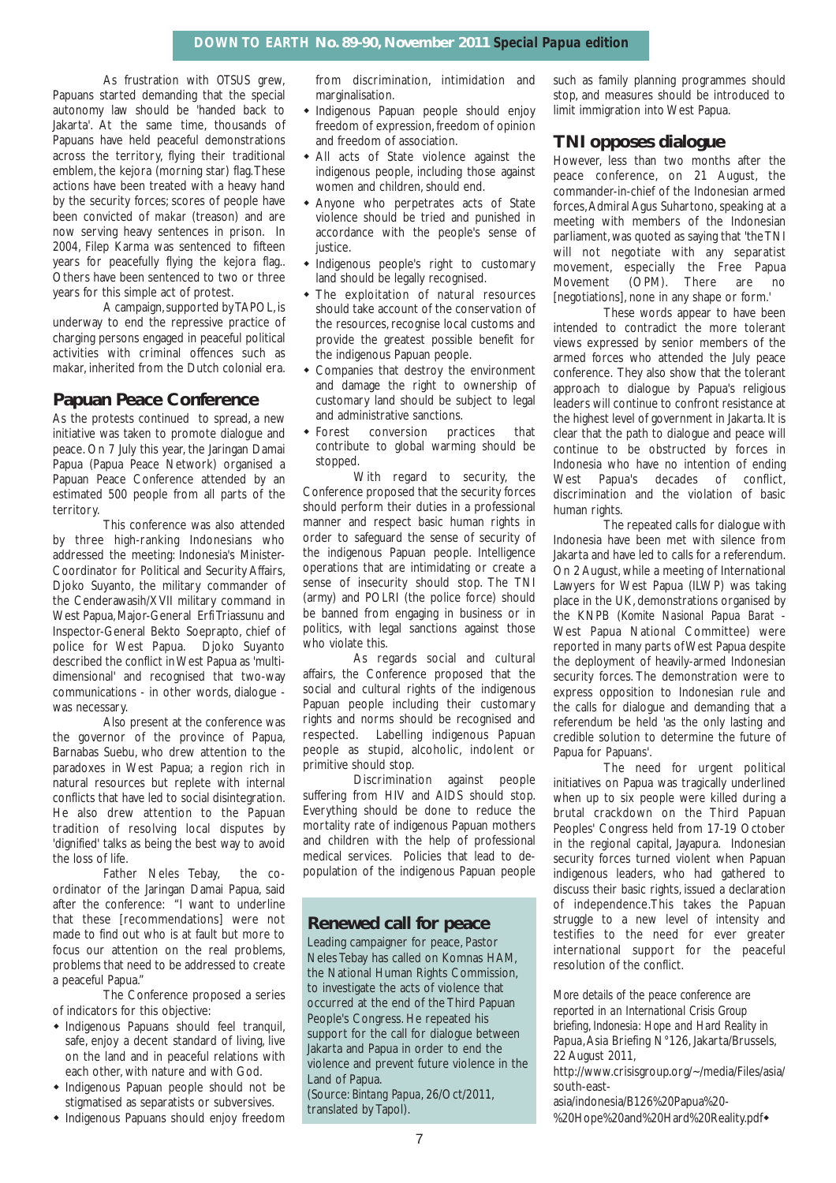As frustration with OTSUS grew, Papuans started demanding that the special autonomy law should be 'handed back to Jakarta'. At the same time, thousands of Papuans have held peaceful demonstrations across the territory, flying their traditional emblem, the kejora (morning star) flag. These actions have been treated with a heavy hand by the security forces; scores of people have been convicted of *makar* (treason) and are now serving heavy sentences in prison. In 2004, Filep Karma was sentenced to fifteen years for peacefully flying the kejora flag.. Others have been sentenced to two or three years for this simple act of protest.

A campaign, supported by TAPOL, is underway to end the repressive practice of charging persons engaged in peaceful political activities with criminal offences such as *makar*, inherited from the Dutch colonial era.

## Papuan Peace Conference

As the protests continued to spread, a new initiative was taken to promote dialogue and peace. On 7 July this year, the Jaringan Damai Papua (Papua Peace Network) organised a Papuan Peace Conference attended by an estimated 500 people from all parts of the territory.

This conference was also attended by three high-ranking Indonesians who addressed the meeting: Indonesia's Minister-Coordinator for Political and Security Affairs, Djoko Suyanto, the military commander of the Cenderawasih/XVII military command in West Papua, Major-General Erfi Triassunu and Inspector-General Bekto Soeprapto, chief of police for West Papua. Djoko Suyanto described the conflict in West Papua as 'multi-dimensional' and recognised that two-way communications - in other words, dialogue - was necessary.

Also present at the conference was the governor of the province of Papua, Barnabas Suebu, who drew attention to the paradoxes in West Papua; a region rich in natural resources but replete with internal conflicts that have led to social disintegration. He also drew attention to the Papuan tradition of resolving local disputes by 'dignified' talks as being the best way to avoid the loss of life.

Father Neles Tebay, the co-ordinator of the Jaringan Damai Papua, said after the conference: "I want to underline that these [recommendations] were not made to find out who is at fault but more to focus our attention on the real problems, problems that need to be addressed to create a peaceful Papua."

The Conference proposed a series of indicators for this objective:

- Indigenous Papuans should feel tranquil, safe, enjoy a decent standard of living, live on the land and in peaceful relations with each other, with nature and with God.
- Indigenous Papuan people should not be stigmatised as separatists or subversives.
- Indigenous Papuans should enjoy freedom from discrimination, intimidation and marginalisation.
- Indigenous Papuan people should enjoy freedom of expression, freedom of opinion and freedom of association.
- All acts of State violence against the indigenous people, including those against women and children, should end.
- Anyone who perpetrates acts of State violence should be tried and punished in accordance with the people's sense of justice.
- Indigenous people's right to customary land should be legally recognised.
- The exploitation of natural resources should take account of the conservation of the resources, recognise local customs and provide the greatest possible benefit for the indigenous Papuan people.
- Companies that destroy the environment and damage the right to ownership of customary land should be subject to legal and administrative sanctions.
- Forest conversion practices that contribute to global warming should be stopped.

With regard to security, the Conference proposed that the security forces should perform their duties in a professional manner and respect basic human rights in order to safeguard the sense of security of the indigenous Papuan people. Intelligence operations that are intimidating or create a sense of insecurity should stop. The TNI (army) and POLRI (the police force) should be banned from engaging in business or in politics, with legal sanctions against those who violate this.

As regards social and cultural affairs, the Conference proposed that the social and cultural rights of the indigenous Papuan people including their customary rights and norms should be recognised and respected. Labelling indigenous Papuan people as stupid, alcoholic, indolent or primitive should stop.

Discrimination against people suffering from HIV and AIDS should stop. Everything should be done to reduce the mortality rate of indigenous Papuan mothers and children with the help of professional medical services. Policies that lead to de-population of the indigenous Papuan people such as family planning programmes should stop, and measures should be introduced to limit immigration into West Papua.

## TNI opposes dialogue

However, less than two months after the peace conference, on 21 August, the commander-in-chief of the Indonesian armed forces, Admiral Agus Suhartono, speaking at a meeting with members of the Indonesian parliament, was quoted as saying that 'the TNI will not negotiate with any separatist movement, especially the Free Papua Movement (OPM). There are no [negotiations], none in any shape or form.'

These words appear to have been intended to contradict the more tolerant views expressed by senior members of the armed forces who attended the July peace conference. They also show that the tolerant approach to dialogue by Papua's religious leaders will continue to confront resistance at the highest level of government in Jakarta. It is clear that the path to dialogue and peace will continue to be obstructed by forces in Indonesia who have no intention of ending West Papua's decades of conflict, discrimination and the violation of basic human rights.

The repeated calls for dialogue with Indonesia have been met with silence from Jakarta and have led to calls for a referendum. On 2 August, while a meeting of International Lawyers for West Papua (ILWP) was taking place in the UK, demonstrations organised by the KNPB (*Komite Nasional Papua Barat* - West Papua National Committee) were reported in many parts of West Papua despite the deployment of heavily-armed Indonesian security forces. The demonstration were to express opposition to Indonesian rule and the calls for dialogue and demanding that a referendum be held 'as the only lasting and credible solution to determine the future of Papua for Papuans'.

The need for urgent political initiatives on Papua was tragically underlined when up to six people were killed during a brutal crackdown on the Third Papuan Peoples' Congress held from 17-19 October in the regional capital, Jayapura. Indonesian security forces turned violent when Papuan indigenous leaders, who had gathered to discuss their basic rights, issued a declaration of independence. This takes the Papuan struggle to a new level of intensity and testifies to the need for ever greater international support for the peaceful resolution of the conflict.

*More details of the peace conference are reported in an International Crisis Group briefing, Indonesia: Hope and Hard Reality in Papua, Asia Briefing N°126, Jakarta/Brussels, 22 August 2011,*
*http://www.crisisgroup.org/~/media/Files/asia/south-east-asia/indonesia/B126%20Papua%20-%20Hope%20and%20Hard%20Reality.pdf*

## Renewed call for peace

Leading campaigner for peace, Pastor Neles Tebay has called on Komnas HAM, the National Human Rights Commission, to investigate the acts of violence that occurred at the end of the Third Papuan People's Congress. He repeated his support for the call for dialogue between Jakarta and Papua in order to end the violence and prevent future violence in the Land of Papua.
(Source: *Bintang Papua*, 26/Oct/2011, translated by Tapol).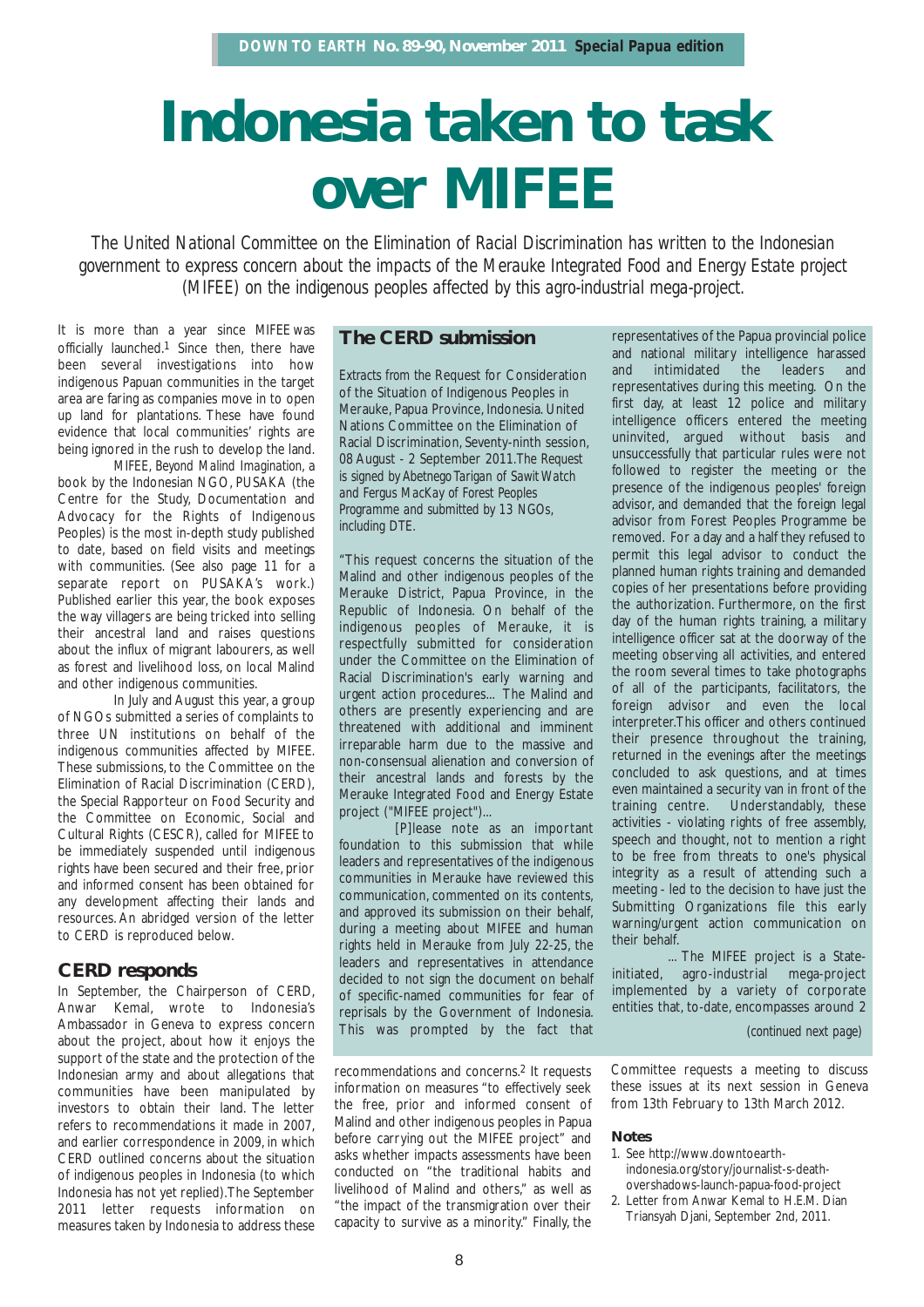# Indonesia taken to task over MIFEE

*The United National Committee on the Elimination of Racial Discrimination has written to the Indonesian government to express concern about the impacts of the Merauke Integrated Food and Energy Estate project (MIFEE) on the indigenous peoples affected by this agro-industrial mega-project.*

It is more than a year since MIFEE was officially launched.[1] Since then, there have been several investigations into how indigenous Papuan communities in the target area are faring as companies move in to open up land for plantations. These have found evidence that local communities' rights are being ignored in the rush to develop the land.

*MIFEE, Beyond Malind Imagination*, a book by the Indonesian NGO, PUSAKA (the Centre for the Study, Documentation and Advocacy for the Rights of Indigenous Peoples) is the most in-depth study published to date, based on field visits and meetings with communities. (See also page 11 for a separate report on PUSAKA's work.) Published earlier this year, the book exposes the way villagers are being tricked into selling their ancestral land and raises questions about the influx of migrant labourers, as well as forest and livelihood loss, on local Malind and other indigenous communities.

In July and August this year, a group of NGOs submitted a series of complaints to three UN institutions on behalf of the indigenous communities affected by MIFEE. These submissions, to the Committee on the Elimination of Racial Discrimination (CERD), the Special Rapporteur on Food Security and the Committee on Economic, Social and Cultural Rights (CESCR), called for MIFEE to be immediately suspended until indigenous rights have been secured and their free, prior and informed consent has been obtained for any development affecting their lands and resources. An abridged version of the letter to CERD is reproduced below.

## CERD responds

In September, the Chairperson of CERD, Anwar Kemal, wrote to Indonesia's Ambassador in Geneva to express concern about the project, about how it enjoys the support of the state and the protection of the Indonesian army and about allegations that communities have been manipulated by investors to obtain their land. The letter refers to recommendations it made in 2007, and earlier correspondence in 2009, in which CERD outlined concerns about the situation of indigenous peoples in Indonesia (to which Indonesia has not yet replied). The September 2011 letter requests information on measures taken by Indonesia to address these recommendations and concerns.[2] It requests information on measures "to effectively seek the free, prior and informed consent of Malind and other indigenous peoples in Papua before carrying out the MIFEE project" and asks whether impacts assessments have been conducted on "the traditional habits and livelihood of Malind and others," as well as "the impact of the transmigration over their capacity to survive as a minority." Finally, the Committee requests a meeting to discuss these issues at its next session in Geneva from 13th February to 13th March 2012.

## The CERD submission

*Extracts from the Request for Consideration of the Situation of Indigenous Peoples in Merauke, Papua Province, Indonesia. United Nations Committee on the Elimination of Racial Discrimination, Seventy-ninth session, 08 August - 2 September 2011. The Request is signed by Abetnego Tarigan of Sawit Watch and Fergus MacKay of Forest Peoples Programme and submitted by 13 NGOs, including DTE.*

"This request concerns the situation of the Malind and other indigenous peoples of the Merauke District, Papua Province, in the Republic of Indonesia. On behalf of the indigenous peoples of Merauke, it is respectfully submitted for consideration under the Committee on the Elimination of Racial Discrimination's early warning and urgent action procedures... The Malind and others are presently experiencing and are threatened with additional and imminent irreparable harm due to the massive and non-consensual alienation and conversion of their ancestral lands and forests by the Merauke Integrated Food and Energy Estate project ("MIFEE project")...

[P]lease note as an important foundation to this submission that while leaders and representatives of the indigenous communities in Merauke have reviewed this communication, commented on its contents, and approved its submission on their behalf, during a meeting about MIFEE and human rights held in Merauke from July 22-25, the leaders and representatives in attendance decided to not sign the document on behalf of specific-named communities for fear of reprisals by the Government of Indonesia. This was prompted by the fact that representatives of the Papua provincial police and national military intelligence harassed and intimidated the leaders and representatives during this meeting. On the first day, at least 12 police and military intelligence officers entered the meeting uninvited, argued without basis and unsuccessfully that particular rules were not followed to register the meeting or the presence of the indigenous peoples' foreign advisor, and demanded that the foreign legal advisor from Forest Peoples Programme be removed. For a day and a half they refused to permit this legal advisor to conduct the planned human rights training and demanded copies of her presentations before providing the authorization. Furthermore, on the first day of the human rights training, a military intelligence officer sat at the doorway of the meeting observing all activities, and entered the room several times to take photographs of all of the participants, facilitators, the foreign advisor and even the local interpreter. This officer and others continued their presence throughout the training, returned in the evenings after the meetings concluded to ask questions, and at times even maintained a security van in front of the training centre. Understandably, these activities - violating rights of free assembly, speech and thought, not to mention a right to be free from threats to one's physical integrity as a result of attending such a meeting - led to the decision to have just the Submitting Organizations file this early warning/urgent action communication on their behalf.

... The MIFEE project is a State-initiated, agro-industrial mega-project implemented by a variety of corporate entities that, to-date, encompasses around 2

*(continued next page)*

### Notes

1. See http://www.downtoearth-indonesia.org/story/journalist-s-death-overshadows-launch-papua-food-project
2. Letter from Anwar Kemal to H.E.M. Dian Triansyah Djani, September 2nd, 2011.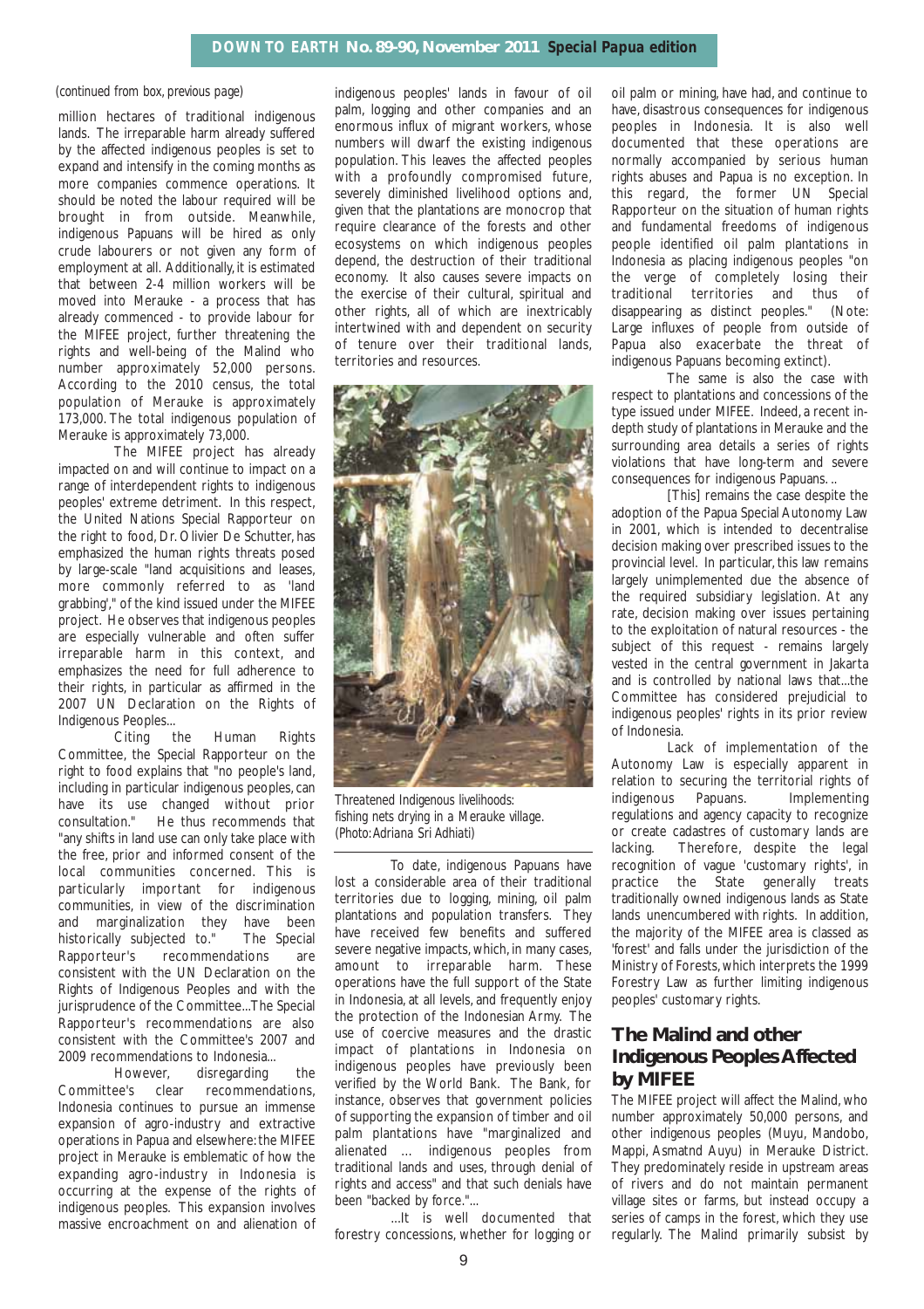*(continued from box, previous page)*

million hectares of traditional indigenous lands. The irreparable harm already suffered by the affected indigenous peoples is set to expand and intensify in the coming months as more companies commence operations. It should be noted the labour required will be brought in from outside. Meanwhile, indigenous Papuans will be hired as only crude labourers or not given any form of employment at all. Additionally, it is estimated that between 2-4 million workers will be moved into Merauke - a process that has already commenced - to provide labour for the MIFEE project, further threatening the rights and well-being of the Malind who number approximately 52,000 persons. According to the 2010 census, the total population of Merauke is approximately 173,000. The total indigenous population of Merauke is approximately 73,000.

The MIFEE project has already impacted on and will continue to impact on a range of interdependent rights to indigenous peoples' extreme detriment. In this respect, the United Nations Special Rapporteur on the right to food, Dr. Olivier De Schutter, has emphasized the human rights threats posed by large-scale "land acquisitions and leases, more commonly referred to as 'land grabbing'," of the kind issued under the MIFEE project. He observes that indigenous peoples are especially vulnerable and often suffer irreparable harm in this context, and emphasizes the need for full adherence to their rights, in particular as affirmed in the 2007 UN Declaration on the Rights of Indigenous Peoples...

Citing the Human Rights Committee, the Special Rapporteur on the right to food explains that "no people's land, including in particular indigenous peoples, can have its use changed without prior consultation." He thus recommends that "any shifts in land use can only take place with the free, prior and informed consent of the local communities concerned. This is particularly important for indigenous communities, in view of the discrimination and marginalization they have been historically subjected to." The Special Rapporteur's recommendations are consistent with the UN Declaration on the Rights of Indigenous Peoples and with the jurisprudence of the Committee...The Special Rapporteur's recommendations are also consistent with the Committee's 2007 and 2009 recommendations to Indonesia...

However, disregarding the Committee's clear recommendations, Indonesia continues to pursue an immense expansion of agro-industry and extractive operations in Papua and elsewhere: the MIFEE project in Merauke is emblematic of how the expanding agro-industry in Indonesia is occurring at the expense of the rights of indigenous peoples. This expansion involves massive encroachment on and alienation of indigenous peoples' lands in favour of oil palm, logging and other companies and an enormous influx of migrant workers, whose numbers will dwarf the existing indigenous population. This leaves the affected peoples with a profoundly compromised future, severely diminished livelihood options and, given that the plantations are monocrop that require clearance of the forests and other ecosystems on which indigenous peoples depend, the destruction of their traditional economy. It also causes severe impacts on the exercise of their cultural, spiritual and other rights, all of which are inextricably intertwined with and dependent on security of tenure over their traditional lands, territories and resources.

*Threatened Indigenous livelihoods: fishing nets drying in a Merauke village. (Photo: Adriana Sri Adhiati)*

To date, indigenous Papuans have lost a considerable area of their traditional territories due to logging, mining, oil palm plantations and population transfers. They have received few benefits and suffered severe negative impacts, which, in many cases, amount to irreparable harm. These operations have the full support of the State in Indonesia, at all levels, and frequently enjoy the protection of the Indonesian Army. The use of coercive measures and the drastic impact of plantations in Indonesia on indigenous peoples have previously been verified by the World Bank. The Bank, for instance, observes that government policies of supporting the expansion of timber and oil palm plantations have "marginalized and alienated ... indigenous peoples from traditional lands and uses, through denial of rights and access" and that such denials have been "backed by force."...

...It is well documented that forestry concessions, whether for logging or oil palm or mining, have had, and continue to have, disastrous consequences for indigenous peoples in Indonesia. It is also well documented that these operations are normally accompanied by serious human rights abuses and Papua is no exception. In this regard, the former UN Special Rapporteur on the situation of human rights and fundamental freedoms of indigenous people identified oil palm plantations in Indonesia as placing indigenous peoples "on the verge of completely losing their traditional territories and thus of disappearing as distinct peoples." (Note: Large influxes of people from outside of Papua also exacerbate the threat of indigenous Papuans becoming extinct).

The same is also the case with respect to plantations and concessions of the type issued under MIFEE. Indeed, a recent in-depth study of plantations in Merauke and the surrounding area details a series of rights violations that have long-term and severe consequences for indigenous Papuans. ..

[This] remains the case despite the adoption of the Papua Special Autonomy Law in 2001, which is intended to decentralise decision making over prescribed issues to the provincial level. In particular, this law remains largely unimplemented due the absence of the required subsidiary legislation. At any rate, decision making over issues pertaining to the exploitation of natural resources - the subject of this request - remains largely vested in the central government in Jakarta and is controlled by national laws that...the Committee has considered prejudicial to indigenous peoples' rights in its prior review of Indonesia.

Lack of implementation of the Autonomy Law is especially apparent in relation to securing the territorial rights of indigenous Papuans. Implementing regulations and agency capacity to recognize or create cadastres of customary lands are lacking. Therefore, despite the legal recognition of vague 'customary rights', in practice the State generally treats traditionally owned indigenous lands as State lands unencumbered with rights. In addition, the majority of the MIFEE area is classed as 'forest' and falls under the jurisdiction of the Ministry of Forests, which interprets the 1999 Forestry Law as further limiting indigenous peoples' customary rights.

## The Malind and other Indigenous Peoples Affected by MIFEE

The MIFEE project will affect the Malind, who number approximately 50,000 persons, and other indigenous peoples (Muyu, Mandobo, Mappi, Asmatnd Auyu) in Merauke District. They predominately reside in upstream areas of rivers and do not maintain permanent village sites or farms, but instead occupy a series of camps in the forest, which they use regularly. The Malind primarily subsist by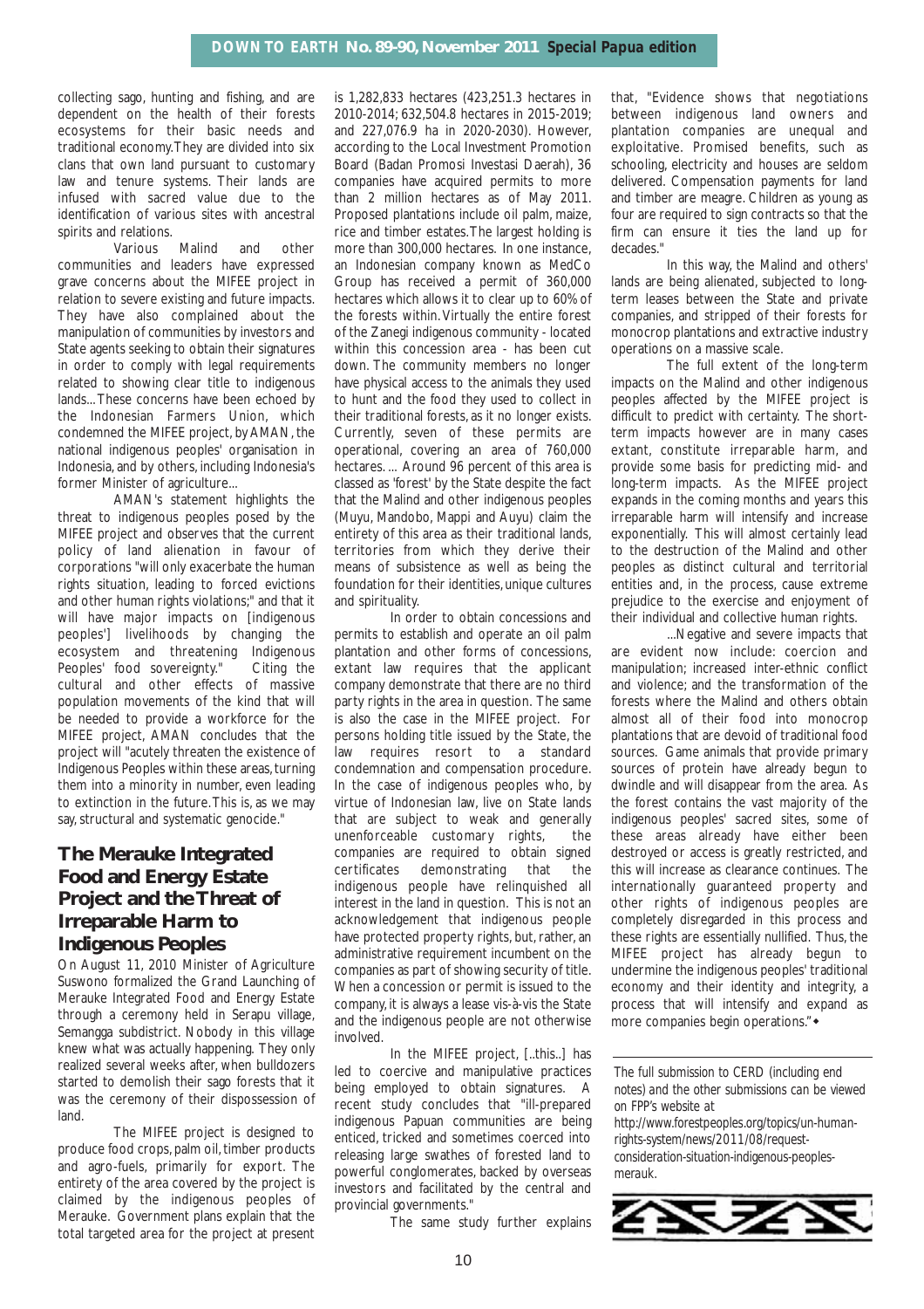collecting sago, hunting and fishing, and are dependent on the health of their forests ecosystems for their basic needs and traditional economy.They are divided into six clans that own land pursuant to customary law and tenure systems. Their lands are infused with sacred value due to the identification of various sites with ancestral spirits and relations.

Various Malind and other communities and leaders have expressed grave concerns about the MIFEE project in relation to severe existing and future impacts. They have also complained about the manipulation of communities by investors and State agents seeking to obtain their signatures in order to comply with legal requirements related to showing clear title to indigenous lands...These concerns have been echoed by the Indonesian Farmers Union, which condemned the MIFEE project, by AMAN, the national indigenous peoples' organisation in Indonesia, and by others, including Indonesia's former Minister of agriculture...

AMAN's statement highlights the threat to indigenous peoples posed by the MIFEE project and observes that the current policy of land alienation in favour of corporations "will only exacerbate the human rights situation, leading to forced evictions and other human rights violations;" and that it will have major impacts on [indigenous peoples'] livelihoods by changing the ecosystem and threatening Indigenous Peoples' food sovereignty." Citing the cultural and other effects of massive population movements of the kind that will be needed to provide a workforce for the MIFEE project, AMAN concludes that the project will "acutely threaten the existence of Indigenous Peoples within these areas, turning them into a minority in number, even leading to extinction in the future. This is, as we may say, structural and systematic genocide."

## The Merauke Integrated Food and Energy Estate Project and the Threat of Irreparable Harm to Indigenous Peoples

On August 11, 2010 Minister of Agriculture Suswono formalized the Grand Launching of Merauke Integrated Food and Energy Estate through a ceremony held in Serapu village, Semangga subdistrict. Nobody in this village knew what was actually happening. They only realized several weeks after, when bulldozers started to demolish their sago forests that it was the ceremony of their dispossession of land.

The MIFEE project is designed to produce food crops, palm oil, timber products and agro-fuels, primarily for export. The entirety of the area covered by the project is claimed by the indigenous peoples of Merauke. Government plans explain that the total targeted area for the project at present is 1,282,833 hectares (423,251.3 hectares in 2010-2014; 632,504.8 hectares in 2015-2019; and 227,076.9 ha in 2020-2030). However, according to the Local Investment Promotion Board (Badan Promosi Investasi Daerah), 36 companies have acquired permits to more than 2 million hectares as of May 2011. Proposed plantations include oil palm, maize, rice and timber estates. The largest holding is more than 300,000 hectares. In one instance, an Indonesian company known as MedCo Group has received a permit of 360,000 hectares which allows it to clear up to 60% of the forests within. Virtually the entire forest of the Zanegi indigenous community - located within this concession area - has been cut down. The community members no longer have physical access to the animals they used to hunt and the food they used to collect in their traditional forests, as it no longer exists. Currently, seven of these permits are operational, covering an area of 760,000 hectares. ... Around 96 percent of this area is classed as 'forest' by the State despite the fact that the Malind and other indigenous peoples (Muyu, Mandobo, Mappi and Auyu) claim the entirety of this area as their traditional lands, territories from which they derive their means of subsistence as well as being the foundation for their identities, unique cultures and spirituality.

In order to obtain concessions and permits to establish and operate an oil palm plantation and other forms of concessions, extant law requires that the applicant company demonstrate that there are no third party rights in the area in question. The same is also the case in the MIFEE project. For persons holding title issued by the State, the law requires resort to a standard condemnation and compensation procedure. In the case of indigenous peoples who, by virtue of Indonesian law, live on State lands that are subject to weak and generally unenforceable customary rights, the companies are required to obtain signed certificates demonstrating that the indigenous people have relinquished all interest in the land in question. This is not an acknowledgement that indigenous people have protected property rights, but, rather, an administrative requirement incumbent on the companies as part of showing security of title. When a concession or permit is issued to the company, it is always a lease vis-à-vis the State and the indigenous people are not otherwise involved.

In the MIFEE project, [..this..] has led to coercive and manipulative practices being employed to obtain signatures. A recent study concludes that "ill-prepared indigenous Papuan communities are being enticed, tricked and sometimes coerced into releasing large swathes of forested land to powerful conglomerates, backed by overseas investors and facilitated by the central and provincial governments."

The same study further explains that, "Evidence shows that negotiations between indigenous land owners and plantation companies are unequal and exploitative. Promised benefits, such as schooling, electricity and houses are seldom delivered. Compensation payments for land and timber are meagre. Children as young as four are required to sign contracts so that the firm can ensure it ties the land up for decades."

In this way, the Malind and others' lands are being alienated, subjected to long-term leases between the State and private companies, and stripped of their forests for monocrop plantations and extractive industry operations on a massive scale.

The full extent of the long-term impacts on the Malind and other indigenous peoples affected by the MIFEE project is difficult to predict with certainty. The short-term impacts however are in many cases extant, constitute irreparable harm, and provide some basis for predicting mid- and long-term impacts. As the MIFEE project expands in the coming months and years this irreparable harm will intensify and increase exponentially. This will almost certainly lead to the destruction of the Malind and other peoples as distinct cultural and territorial entities and, in the process, cause extreme prejudice to the exercise and enjoyment of their individual and collective human rights.

...Negative and severe impacts that are evident now include: coercion and manipulation; increased inter-ethnic conflict and violence; and the transformation of the forests where the Malind and others obtain almost all of their food into monocrop plantations that are devoid of traditional food sources. Game animals that provide primary sources of protein have already begun to dwindle and will disappear from the area. As the forest contains the vast majority of the indigenous peoples' sacred sites, some of these areas already have either been destroyed or access is greatly restricted, and this will increase as clearance continues. The internationally guaranteed property and other rights of indigenous peoples are completely disregarded in this process and these rights are essentially nullified. Thus, the MIFEE project has already begun to undermine the indigenous peoples' traditional economy and their identity and integrity, a process that will intensify and expand as more companies begin operations." ◆

*The full submission to CERD (including end notes) and the other submissions can be viewed on FPP's website at http://www.forestpeoples.org/topics/un-human-rights-system/news/2011/08/request-consideration-situation-indigenous-peoples-merauk.*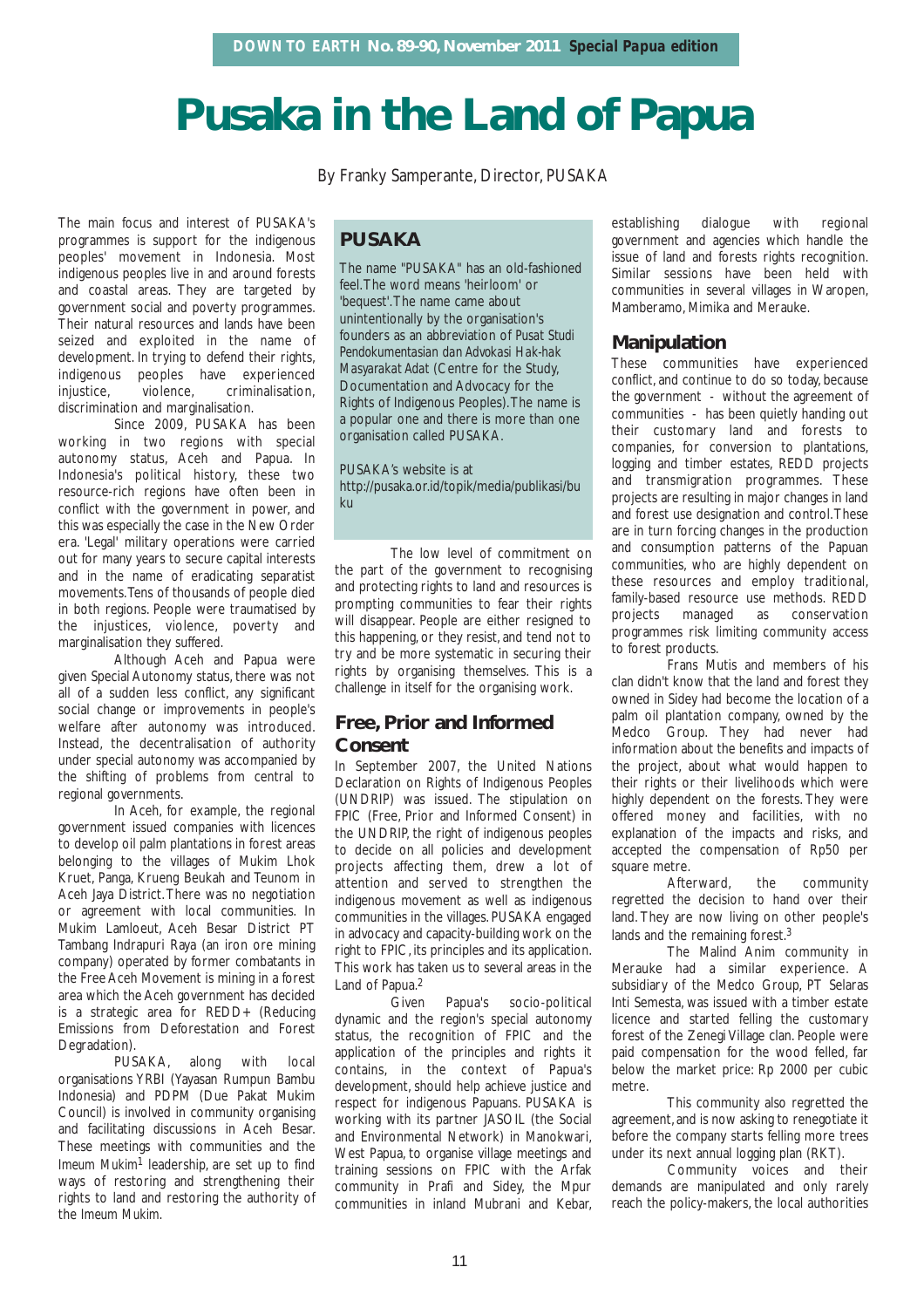# Pusaka in the Land of Papua

By Franky Samperante, Director, PUSAKA

The main focus and interest of PUSAKA's programmes is support for the indigenous peoples' movement in Indonesia. Most indigenous peoples live in and around forests and coastal areas. They are targeted by government social and poverty programmes. Their natural resources and lands have been seized and exploited in the name of development. In trying to defend their rights, indigenous peoples have experienced injustice, violence, criminalisation, discrimination and marginalisation.

Since 2009, PUSAKA has been working in two regions with special autonomy status, Aceh and Papua. In Indonesia's political history, these two resource-rich regions have often been in conflict with the government in power, and this was especially the case in the New Order era. 'Legal' military operations were carried out for many years to secure capital interests and in the name of eradicating separatist movements. Tens of thousands of people died in both regions. People were traumatised by the injustices, violence, poverty and marginalisation they suffered.

Although Aceh and Papua were given Special Autonomy status, there was not all of a sudden less conflict, any significant social change or improvements in people's welfare after autonomy was introduced. Instead, the decentralisation of authority under special autonomy was accompanied by the shifting of problems from central to regional governments.

In Aceh, for example, the regional government issued companies with licences to develop oil palm plantations in forest areas belonging to the villages of Mukim Lhok Kruet, Panga, Krueng Beukah and Teunom in Aceh Jaya District. There was no negotiation or agreement with local communities. In Mukim Lamloeut, Aceh Besar District PT Tambang Indrapuri Raya (an iron ore mining company) operated by former combatants in the Free Aceh Movement is mining in a forest area which the Aceh government has decided is a strategic area for REDD+ (Reducing Emissions from Deforestation and Forest Degradation).

PUSAKA, along with local organisations YRBI (Yayasan Rumpun Bambu Indonesia) and PDPM (Due Pakat Mukim Council) is involved in community organising and facilitating discussions in Aceh Besar. These meetings with communities and the Imeum Mukim[1] leadership, are set up to find ways of restoring and strengthening their rights to land and restoring the authority of the Imeum Mukim.

> **PUSAKA**
>
> The name "PUSAKA" has an old-fashioned feel. The word means 'heirloom' or 'bequest'. The name came about unintentionally by the organisation's founders as an abbreviation of *Pusat Studi Pendokumentasian dan Advokasi Hak-hak Masyarakat Adat* (Centre for the Study, Documentation and Advocacy for the Rights of Indigenous Peoples). The name is a popular one and there is more than one organisation called PUSAKA.
>
> PUSAKA's website is at http://pusaka.or.id/topik/media/publikasi/buku

The low level of commitment on the part of the government to recognising and protecting rights to land and resources is prompting communities to fear their rights will disappear. People are either resigned to this happening, or they resist, and tend not to try and be more systematic in securing their rights by organising themselves. This is a challenge in itself for the organising work.

## Free, Prior and Informed Consent

In September 2007, the United Nations Declaration on Rights of Indigenous Peoples (UNDRIP) was issued. The stipulation on FPIC (Free, Prior and Informed Consent) in the UNDRIP, the right of indigenous peoples to decide on all policies and development projects affecting them, drew a lot of attention and served to strengthen the indigenous movement as well as indigenous communities in the villages. PUSAKA engaged in advocacy and capacity-building work on the right to FPIC, its principles and its application. This work has taken us to several areas in the Land of Papua.[2]

Given Papua's socio-political dynamic and the region's special autonomy status, the recognition of FPIC and the application of the principles and rights it contains, in the context of Papua's development, should help achieve justice and respect for indigenous Papuans. PUSAKA is working with its partner JASOIL (the Social and Environmental Network) in Manokwari, West Papua, to organise village meetings and training sessions on FPIC with the Arfak community in Prafi and Sidey, the Mpur communities in inland Mubrani and Kebar, establishing dialogue with regional government and agencies which handle the issue of land and forests rights recognition. Similar sessions have been held with communities in several villages in Waropen, Mamberamo, Mimika and Merauke.

## Manipulation

These communities have experienced conflict, and continue to do so today, because the government - without the agreement of communities - has been quietly handing out their customary land and forests to companies, for conversion to plantations, logging and timber estates, REDD projects and transmigration programmes. These projects are resulting in major changes in land and forest use designation and control. These are in turn forcing changes in the production and consumption patterns of the Papuan communities, who are highly dependent on these resources and employ traditional, family-based resource use methods. REDD projects managed as conservation programmes risk limiting community access to forest products.

Frans Mutis and members of his clan didn't know that the land and forest they owned in Sidey had become the location of a palm oil plantation company, owned by the Medco Group. They had never had information about the benefits and impacts of the project, about what would happen to their rights or their livelihoods which were highly dependent on the forests. They were offered money and facilities, with no explanation of the impacts and risks, and accepted the compensation of Rp50 per square metre.

Afterward, the community regretted the decision to hand over their land. They are now living on other people's lands and the remaining forest.[3]

The Malind Anim community in Merauke had a similar experience. A subsidiary of the Medco Group, PT Selaras Inti Semesta, was issued with a timber estate licence and started felling the customary forest of the Zenegi Village clan. People were paid compensation for the wood felled, far below the market price: Rp 2000 per cubic metre.

This community also regretted the agreement, and is now asking to renegotiate it before the company starts felling more trees under its next annual logging plan (RKT).

Community voices and their demands are manipulated and only rarely reach the policy-makers, the local authorities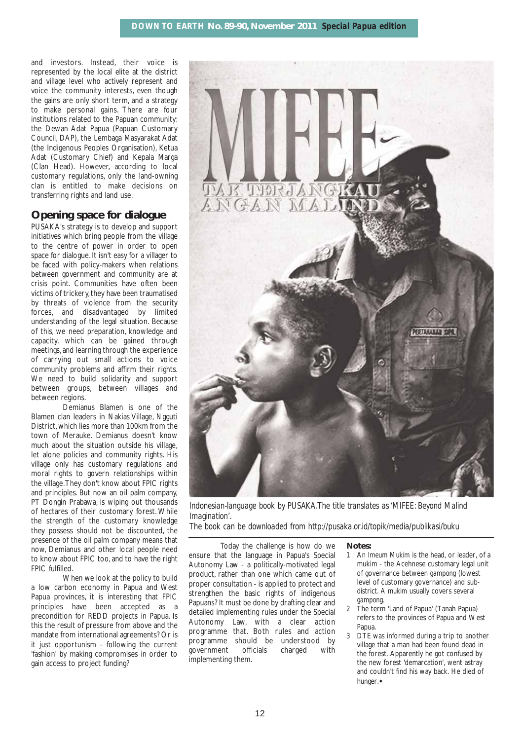and investors. Instead, their voice is represented by the local elite at the district and village level who actively represent and voice the community interests, even though the gains are only short term, and a strategy to make personal gains. There are four institutions related to the Papuan community: the Dewan Adat Papua (Papuan Customary Council, DAP), the Lembaga Masyarakat Adat (the Indigenous Peoples Organisation), Ketua Adat (Customary Chief) and Kepala Marga (Clan Head). However, according to local customary regulations, only the land-owning clan is entitled to make decisions on transferring rights and land use.

## Opening space for dialogue

PUSAKA's strategy is to develop and support initiatives which bring people from the village to the centre of power in order to open space for dialogue. It isn't easy for a villager to be faced with policy-makers when relations between government and community are at crisis point. Communities have often been victims of trickery, they have been traumatised by threats of violence from the security forces, and disadvantaged by limited understanding of the legal situation. Because of this, we need preparation, knowledge and capacity, which can be gained through meetings, and learning through the experience of carrying out small actions to voice community problems and affirm their rights. We need to build solidarity and support between groups, between villages and between regions.

Demianus Blamen is one of the Blamen clan leaders in Nakias Village, Ngguti District, which lies more than 100km from the town of Merauke. Demianus doesn't know much about the situation outside his village, let alone policies and community rights. His village only has customary regulations and moral rights to govern relationships within the village. They don't know about FPIC rights and principles. But now an oil palm company, PT Dongin Prabawa, is wiping out thousands of hectares of their customary forest. While the strength of the customary knowledge they possess should not be discounted, the presence of the oil palm company means that now, Demianus and other local people need to know about FPIC too, and to have the right FPIC fulfilled.

When we look at the policy to build a low carbon economy in Papua and West Papua provinces, it is interesting that FPIC principles have been accepted as a precondition for REDD projects in Papua. Is this the result of pressure from above and the mandate from international agreements? Or is it just opportunism - following the current 'fashion' by making compromises in order to gain access to project funding?

*Indonesian-language book by PUSAKA. The title translates as 'MIFEE: Beyond Malind Imagination'.*
*The book can be downloaded from http://pusaka.or.id/topik/media/publikasi/buku*

Today the challenge is how do we ensure that the language in Papua's Special Autonomy Law - a politically-motivated legal product, rather than one which came out of proper consultation - is applied to protect and strengthen the basic rights of indigenous Papuans? It must be done by drafting clear and detailed implementing rules under the Special Autonomy Law, with a clear action programme that. Both rules and action programme should be understood by government officials charged with implementing them.

**Notes:**

1. An Imeum Mukim is the head, or leader, of a mukim - the Acehnese customary legal unit of governance between gampong (lowest level of customary governance) and sub-district. A mukim usually covers several gampong.
2. The term 'Land of Papua' (Tanah Papua) refers to the provinces of Papua and West Papua.
3. DTE was informed during a trip to another village that a man had been found dead in the forest. Apparently he got confused by the new forest 'demarcation', went astray and couldn't find his way back. He died of hunger.◆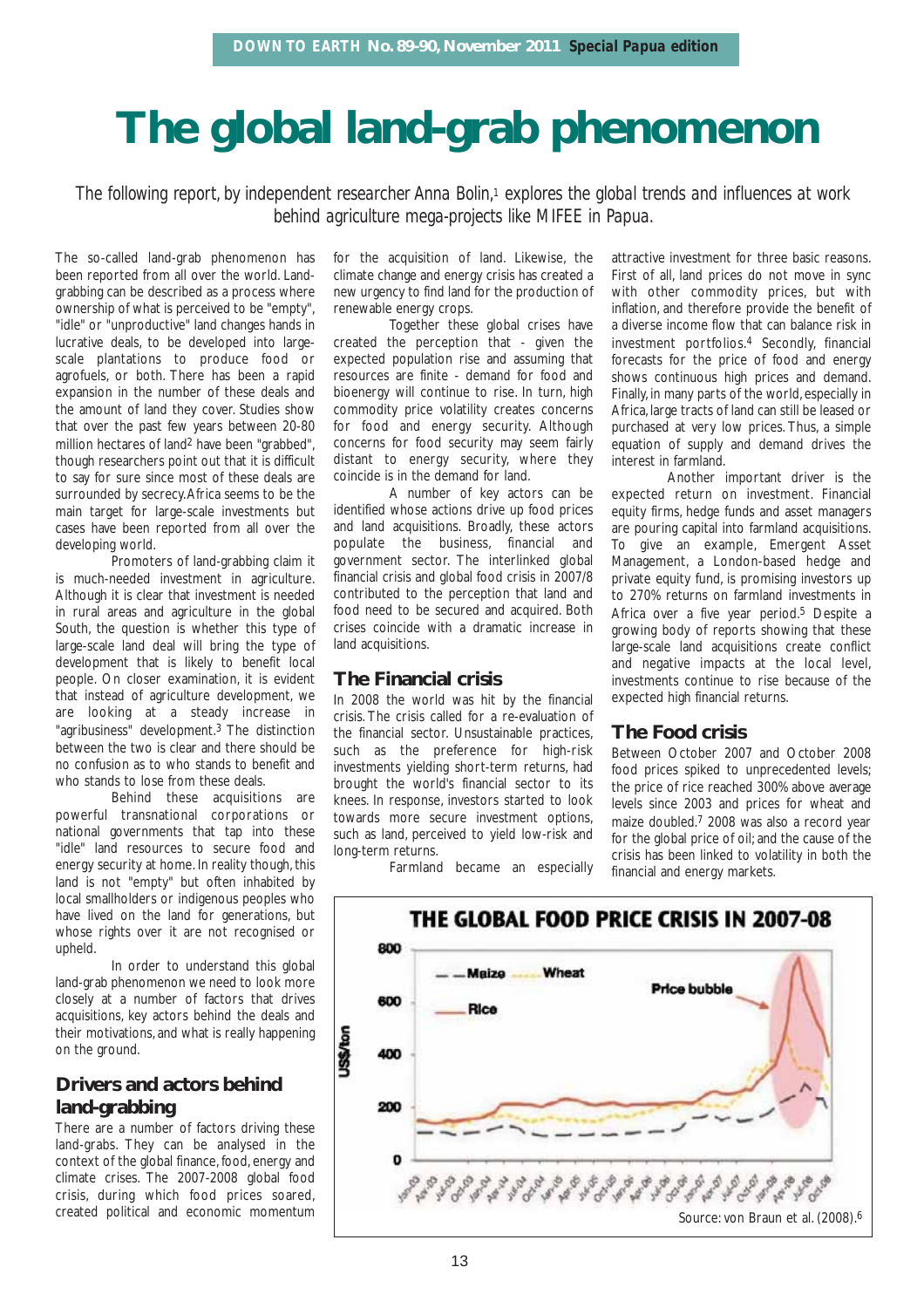# The global land-grab phenomenon

*The following report, by independent researcher Anna Bolin,[1] explores the global trends and influences at work behind agriculture mega-projects like MIFEE in Papua.*

The so-called land-grab phenomenon has been reported from all over the world. Land-grabbing can be described as a process where ownership of what is perceived to be "empty", "idle" or "unproductive" land changes hands in lucrative deals, to be developed into large-scale plantations to produce food or agrofuels, or both. There has been a rapid expansion in the number of these deals and the amount of land they cover. Studies show that over the past few years between 20-80 million hectares of land[2] have been "grabbed", though researchers point out that it is difficult to say for sure since most of these deals are surrounded by secrecy. Africa seems to be the main target for large-scale investments but cases have been reported from all over the developing world.

Promoters of land-grabbing claim it is much-needed investment in agriculture. Although it is clear that investment is needed in rural areas and agriculture in the global South, the question is whether this type of large-scale land deal will bring the type of development that is likely to benefit local people. On closer examination, it is evident that instead of agriculture development, we are looking at a steady increase in "agribusiness" development.[3] The distinction between the two is clear and there should be no confusion as to who stands to benefit and who stands to lose from these deals.

Behind these acquisitions are powerful transnational corporations or national governments that tap into these "idle" land resources to secure food and energy security at home. In reality though, this land is not "empty" but often inhabited by local smallholders or indigenous peoples who have lived on the land for generations, but whose rights over it are not recognised or upheld.

In order to understand this global land-grab phenomenon we need to look more closely at a number of factors that drives acquisitions, key actors behind the deals and their motivations, and what is really happening on the ground.

## Drivers and actors behind land-grabbing

There are a number of factors driving these land-grabs. They can be analysed in the context of the global finance, food, energy and climate crises. The 2007-2008 global food crisis, during which food prices soared, created political and economic momentum for the acquisition of land. Likewise, the climate change and energy crisis has created a new urgency to find land for the production of renewable energy crops.

Together these global crises have created the perception that - given the expected population rise and assuming that resources are finite - demand for food and bioenergy will continue to rise. In turn, high commodity price volatility creates concerns for food and energy security. Although concerns for food security may seem fairly distant to energy security, where they coincide is in the demand for land.

A number of key actors can be identified whose actions drive up food prices and land acquisitions. Broadly, these actors populate the business, financial and government sector. The interlinked global financial crisis and global food crisis in 2007/8 contributed to the perception that land and food need to be secured and acquired. Both crises coincide with a dramatic increase in land acquisitions.

## The Financial crisis

In 2008 the world was hit by the financial crisis. The crisis called for a re-evaluation of the financial sector. Unsustainable practices, such as the preference for high-risk investments yielding short-term returns, had brought the world's financial sector to its knees. In response, investors started to look towards more secure investment options, such as land, perceived to yield low-risk and long-term returns.

Farmland became an especially attractive investment for three basic reasons. First of all, land prices do not move in sync with other commodity prices, but with inflation, and therefore provide the benefit of a diverse income flow that can balance risk in investment portfolios.[4] Secondly, financial forecasts for the price of food and energy shows continuous high prices and demand. Finally, in many parts of the world, especially in Africa, large tracts of land can still be leased or purchased at very low prices. Thus, a simple equation of supply and demand drives the interest in farmland.

Another important driver is the expected return on investment. Financial equity firms, hedge funds and asset managers are pouring capital into farmland acquisitions. To give an example, Emergent Asset Management, a London-based hedge and private equity fund, is promising investors up to 270% returns on farmland investments in Africa over a five year period.[5] Despite a growing body of reports showing that these large-scale land acquisitions create conflict and negative impacts at the local level, investments continue to rise because of the expected high financial returns.

## The Food crisis

Between October 2007 and October 2008 food prices spiked to unprecedented levels; the price of rice reached 300% above average levels since 2003 and prices for wheat and maize doubled.[7] 2008 was also a record year for the global price of oil; and the cause of the crisis has been linked to volatility in both the financial and energy markets.

**THE GLOBAL FOOD PRICE CRISIS IN 2007-08**

Source: von Braun et al. (2008).[6]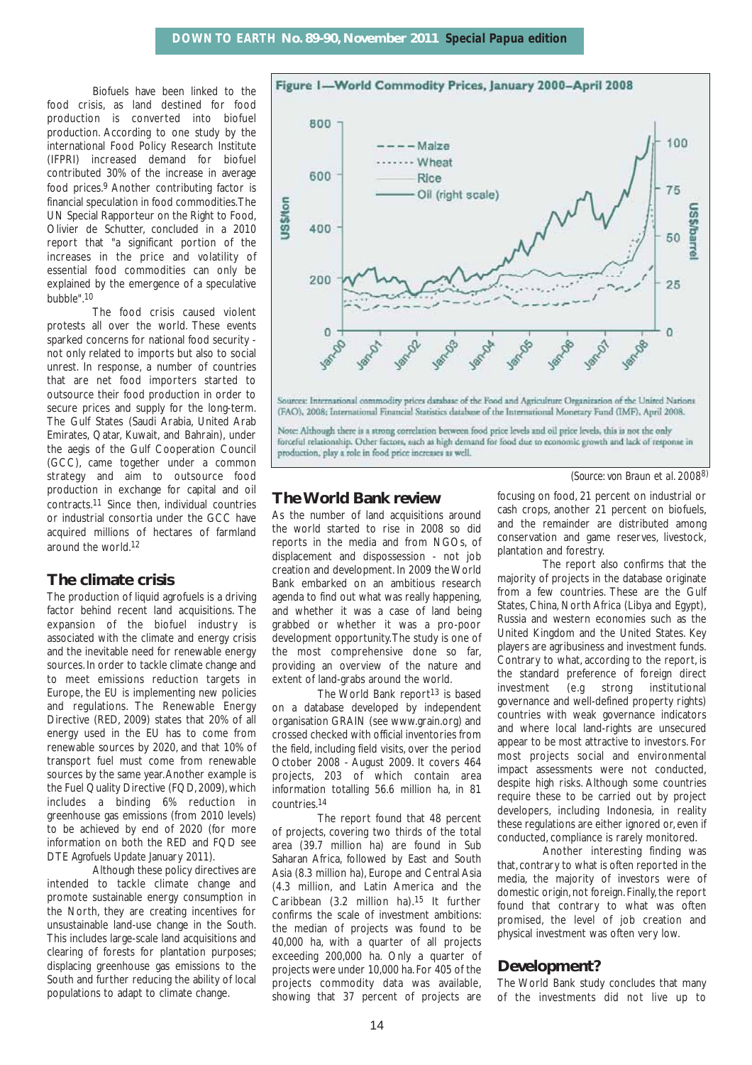Biofuels have been linked to the food crisis, as land destined for food production is converted into biofuel production. According to one study by the international Food Policy Research Institute (IFPRI) increased demand for biofuel contributed 30% of the increase in average food prices.[9] Another contributing factor is financial speculation in food commodities. The UN Special Rapporteur on the Right to Food, Olivier de Schutter, concluded in a 2010 report that "a significant portion of the increases in the price and volatility of essential food commodities can only be explained by the emergence of a speculative bubble".[10]

The food crisis caused violent protests all over the world. These events sparked concerns for national food security - not only related to imports but also to social unrest. In response, a number of countries that are net food importers started to outsource their food production in order to secure prices and supply for the long-term. The Gulf States (Saudi Arabia, United Arab Emirates, Qatar, Kuwait, and Bahrain), under the aegis of the Gulf Cooperation Council (GCC), came together under a common strategy and aim to outsource food production in exchange for capital and oil contracts.[11] Since then, individual countries or industrial consortia under the GCC have acquired millions of hectares of farmland around the world.[12]

## The climate crisis

The production of liquid agrofuels is a driving factor behind recent land acquisitions. The expansion of the biofuel industry is associated with the climate and energy crisis and the inevitable need for renewable energy sources. In order to tackle climate change and to meet emissions reduction targets in Europe, the EU is implementing new policies and regulations. The Renewable Energy Directive (RED, 2009) states that 20% of all energy used in the EU has to come from renewable sources by 2020, and that 10% of transport fuel must come from renewable sources by the same year. Another example is the Fuel Quality Directive (FQD, 2009), which includes a binding 6% reduction in greenhouse gas emissions (from 2010 levels) to be achieved by end of 2020 (for more information on both the RED and FQD see DTE *Agrofuels Update* January 2011).

Although these policy directives are intended to tackle climate change and promote sustainable energy consumption in the North, they are creating incentives for unsustainable land-use change in the South. This includes large-scale land acquisitions and clearing of forests for plantation purposes; displacing greenhouse gas emissions to the South and further reducing the ability of local populations to adapt to climate change.

**Figure 1—World Commodity Prices, January 2000–April 2008**

Sources: International commodity prices database of the Food and Agriculture Organization of the United Nations (FAO), 2008; International Financial Statistics database of the International Monetary Fund (IMF), April 2008.

Note: Although there is a strong correlation between food price levels and oil price levels, this is not the only forceful relationship. Other factors, such as high demand for food due to economic growth and lack of response in production, play a role in food price increases as well.

*(Source: von Braun et al. 2008[8])*

## The World Bank review

As the number of land acquisitions around the world started to rise in 2008 so did reports in the media and from NGOs, of displacement and dispossession - not job creation and development. In 2009 the World Bank embarked on an ambitious research agenda to find out what was really happening, and whether it was a case of land being grabbed or whether it was a pro-poor development opportunity. The study is one of the most comprehensive done so far, providing an overview of the nature and extent of land-grabs around the world.

The World Bank report[13] is based on a database developed by independent organisation GRAIN (see www.grain.org) and crossed checked with official inventories from the field, including field visits, over the period October 2008 - August 2009. It covers 464 projects, 203 of which contain area information totalling 56.6 million ha, in 81 countries.[14]

The report found that 48 percent of projects, covering two thirds of the total area (39.7 million ha) are found in Sub Saharan Africa, followed by East and South Asia (8.3 million ha), Europe and Central Asia (4.3 million, and Latin America and the Caribbean (3.2 million ha).[15] It further confirms the scale of investment ambitions: the median of projects was found to be 40,000 ha, with a quarter of all projects exceeding 200,000 ha. Only a quarter of projects were under 10,000 ha. For 405 of the projects commodity data was available, showing that 37 percent of projects are focusing on food, 21 percent on industrial or cash crops, another 21 percent on biofuels, and the remainder are distributed among conservation and game reserves, livestock, plantation and forestry.

The report also confirms that the majority of projects in the database originate from a few countries. These are the Gulf States, China, North Africa (Libya and Egypt), Russia and western economies such as the United Kingdom and the United States. Key players are agribusiness and investment funds. Contrary to what, according to the report, is the standard preference of foreign direct investment (e.g strong institutional governance and well-defined property rights) countries with weak governance indicators and where local land-rights are unsecured appear to be most attractive to investors. For most projects social and environmental impact assessments were not conducted, despite high risks. Although some countries require these to be carried out by project developers, including Indonesia, in reality these regulations are either ignored or, even if conducted, compliance is rarely monitored.

Another interesting finding was that, contrary to what is often reported in the media, the majority of investors were of domestic origin, not foreign. Finally, the report found that contrary to what was often promised, the level of job creation and physical investment was often very low.

## Development?

The World Bank study concludes that many of the investments did not live up to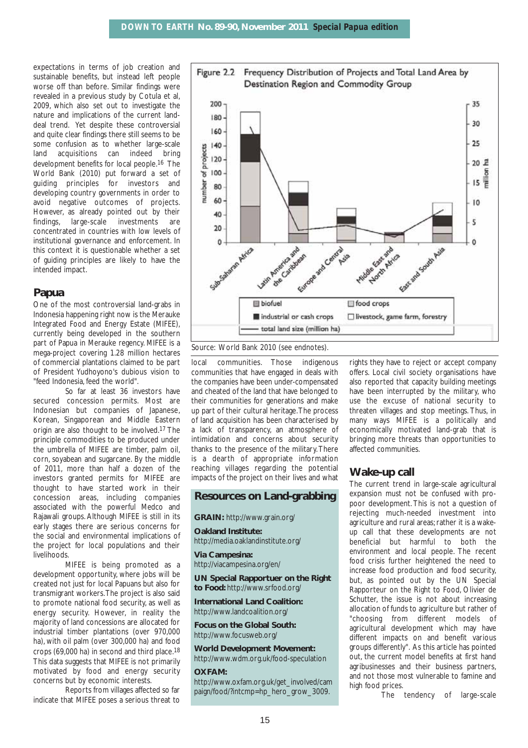expectations in terms of job creation and sustainable benefits, but instead left people worse off than before. Similar findings were revealed in a previous study by Cotula et al, 2009, which also set out to investigate the nature and implications of the current land-deal trend. Yet despite these controversial and quite clear findings there still seems to be some confusion as to whether large-scale land acquisitions can indeed bring development benefits for local people.[16] The World Bank (2010) put forward a set of guiding principles for investors and developing country governments in order to avoid negative outcomes of projects. However, as already pointed out by their findings, large-scale investments are concentrated in countries with low levels of institutional governance and enforcement. In this context it is questionable whether a set of guiding principles are likely to have the intended impact.

## Papua

One of the most controversial land-grabs in Indonesia happening right now is the Merauke Integrated Food and Energy Estate (MIFEE), currently being developed in the southern part of Papua in Merauke regency. MIFEE is a mega-project covering 1.28 million hectares of commercial plantations claimed to be part of President Yudhoyono's dubious vision to "feed Indonesia, feed the world".

So far at least 36 investors have secured concession permits. Most are Indonesian but companies of Japanese, Korean, Singaporean and Middle Eastern origin are also thought to be involved.[17] The principle commodities to be produced under the umbrella of MIFEE are timber, palm oil, corn, soyabean and sugarcane. By the middle of 2011, more than half a dozen of the investors granted permits for MIFEE are thought to have started work in their concession areas, including companies associated with the powerful Medco and Rajawali groups. Although MIFEE is still in its early stages there are serious concerns for the social and environmental implications of the project for local populations and their livelihoods.

MIFEE is being promoted as a development opportunity, where jobs will be created not just for local Papuans but also for transmigrant workers. The project is also said to promote national food security, as well as energy security. However, in reality the majority of land concessions are allocated for industrial timber plantations (over 970,000 ha), with oil palm (over 300,000 ha) and food crops (69,000 ha) in second and third place.[18] This data suggests that MIFEE is not primarily motivated by food and energy security concerns but by economic interests.

Reports from villages affected so far indicate that MIFEE poses a serious threat to local communities. Those indigenous communities that have engaged in deals with the companies have been under-compensated and cheated of the land that have belonged to their communities for generations and make up part of their cultural heritage. The process of land acquisition has been characterised by a lack of transparency, an atmosphere of intimidation and concerns about security thanks to the presence of the military. There is a dearth of appropriate information reaching villages regarding the potential impacts of the project on their lives and what rights they have to reject or accept company offers. Local civil society organisations have also reported that capacity building meetings have been interrupted by the military, who use the excuse of national security to threaten villages and stop meetings. Thus, in many ways MIFEE is a politically and economically motivated land-grab that is bringing more threats than opportunities to affected communities.

**Figure 2.2 Frequency Distribution of Projects and Total Land Area by Destination Region and Commodity Group**

Source: World Bank 2010 (see endnotes).

### Resources on Land-grabbing

**GRAIN:** http://www.grain.org/

**Oakland Institute:** http://media.oaklandinstitute.org/

**Via Campesina:** http://viacampesina.org/en/

**UN Special Rapporteur on the Right to Food:** http://www.srfood.org/

**International Land Coalition:** http://www.landcoalition.org/

**Focus on the Global South:** http://www.focusweb.org/

**World Development Movement:** http://www.wdm.org.uk/food-speculation

**OXFAM:** http://www.oxfam.org.uk/get_involved/campaign/food/?intcmp=hp_hero_grow_3009.

## Wake-up call

The current trend in large-scale agricultural expansion must not be confused with pro-poor development. This is not a question of rejecting much-needed investment into agriculture and rural areas; rather it is a wake-up call that these developments are not beneficial but harmful to both the environment and local people. The recent food crisis further heightened the need to increase food production and food security, but, as pointed out by the UN Special Rapporteur on the Right to Food, Olivier de Schutter, the issue is not about increasing allocation of funds to agriculture but rather of "choosing from different models of agricultural development which may have different impacts on and benefit various groups differently". As this article has pointed out, the current model benefits at first hand agribusinesses and their business partners, and not those most vulnerable to famine and high food prices.

The tendency of large-scale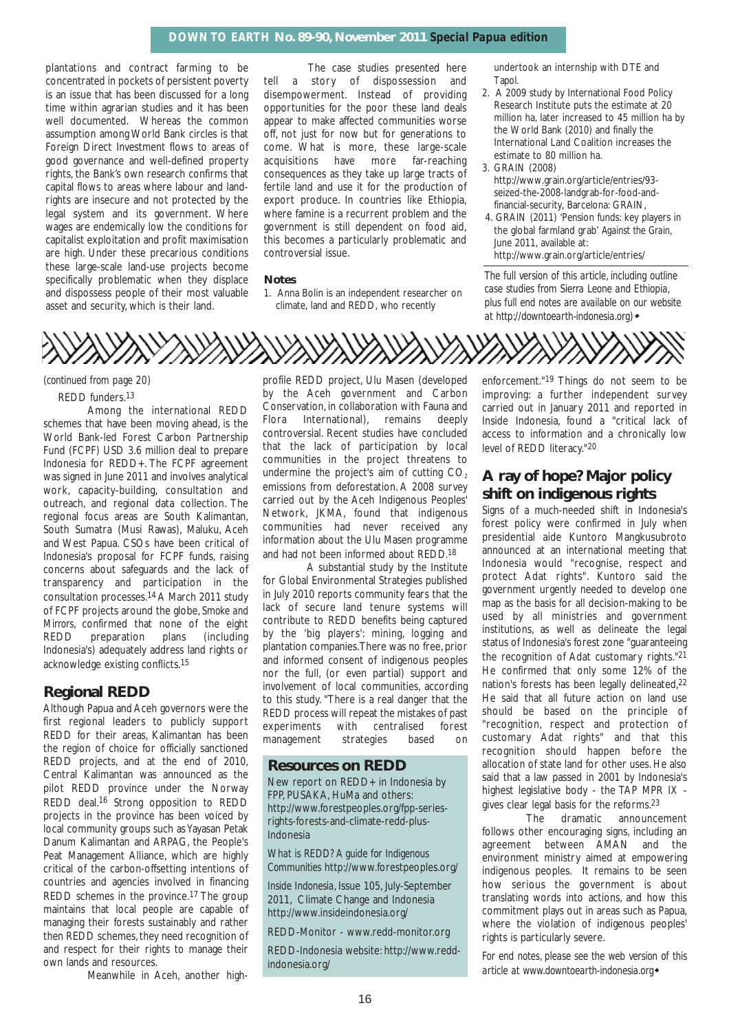plantations and contract farming to be concentrated in pockets of persistent poverty is an issue that has been discussed for a long time within agrarian studies and it has been well documented. Whereas the common assumption among World Bank circles is that Foreign Direct Investment flows to areas of good governance and well-defined property rights, the Bank's own research confirms that capital flows to areas where labour and land-rights are insecure and not protected by the legal system and its government. Where wages are endemically low the conditions for capitalist exploitation and profit maximisation are high. Under these precarious conditions these large-scale land-use projects become specifically problematic when they displace and dispossess people of their most valuable asset and security, which is their land.

The case studies presented here tell a story of dispossession and disempowerment. Instead of providing opportunities for the poor these land deals appear to make affected communities worse off, not just for now but for generations to come. What is more, these large-scale acquisitions have more far-reaching consequences as they take up large tracts of fertile land and use it for the production of export produce. In countries like Ethiopia, where famine is a recurrent problem and the government is still dependent on food aid, this becomes a particularly problematic and controversial issue.

**Notes**

1. Anna Bolin is an independent researcher on climate, land and REDD, who recently undertook an internship with DTE and Tapol.
2. A 2009 study by International Food Policy Research Institute puts the estimate at 20 million ha, later increased to 45 million ha by the World Bank (2010) and finally the International Land Coalition increases the estimate to 80 million ha.
3. GRAIN (2008) http://www.grain.org/article/entries/93-seized-the-2008-landgrab-for-food-and-financial-security, Barcelona: GRAIN,
4. GRAIN (2011) 'Pension funds: key players in the global farmland grab' Against the Grain, June 2011, available at: http://www.grain.org/article/entries/

*The full version of this article, including outline case studies from Sierra Leone and Ethiopia, plus full end notes are available on our website at http://downtoearth-indonesia.org)*◆

---

*(continued from page 20)*

REDD funders.[13]

Among the international REDD schemes that have been moving ahead, is the World Bank-led Forest Carbon Partnership Fund (FCPF) USD 3.6 million deal to prepare Indonesia for REDD+. The FCPF agreement was signed in June 2011 and involves analytical work, capacity-building, consultation and outreach, and regional data collection. The regional focus areas are South Kalimantan, South Sumatra (Musi Rawas), Maluku, Aceh and West Papua. CSOs have been critical of Indonesia's proposal for FCPF funds, raising concerns about safeguards and the lack of transparency and participation in the consultation processes.[14] A March 2011 study of FCPF projects around the globe, *Smoke and Mirrors*, confirmed that none of the eight REDD preparation plans (including Indonesia's) adequately address land rights or acknowledge existing conflicts.[15]

## Regional REDD

Although Papua and Aceh governors were the first regional leaders to publicly support REDD for their areas, Kalimantan has been the region of choice for officially sanctioned REDD projects, and at the end of 2010, Central Kalimantan was announced as the pilot REDD province under the Norway REDD deal.[16] Strong opposition to REDD projects in the province has been voiced by local community groups such as Yayasan Petak Danum Kalimantan and ARPAG, the People's Peat Management Alliance, which are highly critical of the carbon-offsetting intentions of countries and agencies involved in financing REDD schemes in the province.[17] The group maintains that local people are capable of managing their forests sustainably and rather then REDD schemes, they need recognition of and respect for their rights to manage their own lands and resources.

Meanwhile in Aceh, another high-profile REDD project, Ulu Masen (developed by the Aceh government and Carbon Conservation, in collaboration with Fauna and Flora International), remains deeply controversial. Recent studies have concluded that the lack of participation by local communities in the project threatens to undermine the project's aim of cutting $CO_2$ emissions from deforestation. A 2008 survey carried out by the Aceh Indigenous Peoples' Network, JKMA, found that indigenous communities had never received any information about the Ulu Masen programme and had not been informed about REDD.[18]

A substantial study by the Institute for Global Environmental Strategies published in July 2010 reports community fears that the lack of secure land tenure systems will contribute to REDD benefits being captured by the 'big players': mining, logging and plantation companies.There was no free, prior and informed consent of indigenous peoples nor the full, (or even partial) support and involvement of local communities, according to this study. "There is a real danger that the REDD process will repeat the mistakes of past experiments with centralised forest management strategies based on enforcement."[19] Things do not seem to be improving: a further independent survey carried out in January 2011 and reported in Inside Indonesia, found a "critical lack of access to information and a chronically low level of REDD literacy."[20]

## A ray of hope? Major policy shift on indigenous rights

Signs of a much-needed shift in Indonesia's forest policy were confirmed in July when presidential aide Kuntoro Mangkusubroto announced at an international meeting that Indonesia would "recognise, respect and protect Adat rights". Kuntoro said the government urgently needed to develop one map as the basis for all decision-making to be used by all ministries and government institutions, as well as delineate the legal status of Indonesia's forest zone "guaranteeing the recognition of Adat customary rights."[21] He confirmed that only some 12% of the nation's forests has been legally delineated,[22] He said that all future action on land use should be based on the principle of "recognition, respect and protection of customary Adat rights" and that this recognition should happen before the allocation of state land for other uses. He also said that a law passed in 2001 by Indonesia's highest legislative body - the TAP MPR IX - gives clear legal basis for the reforms.[23]

The dramatic announcement follows other encouraging signs, including an agreement between AMAN and the environment ministry aimed at empowering indigenous peoples. It remains to be seen how serious the government is about translating words into actions, and how this commitment plays out in areas such as Papua, where the violation of indigenous peoples' rights is particularly severe.

*For end notes, please see the web version of this article at www.downtoearth-indonesia.org*◆

### Resources on REDD

New report on REDD+ in Indonesia by FPP, PUSAKA, HuMa and others: http://www.forestpeoples.org/fpp-series-rights-forests-and-climate-redd-plus-Indonesia

What is REDD? A guide for Indigenous Communities http://www.forestpeoples.org/

Inside Indonesia, Issue 105, July-September 2011, Climate Change and Indonesia http://www.insideindonesia.org/

REDD-Monitor - www.redd-monitor.org

REDD-Indonesia website: http://www.redd-indonesia.org/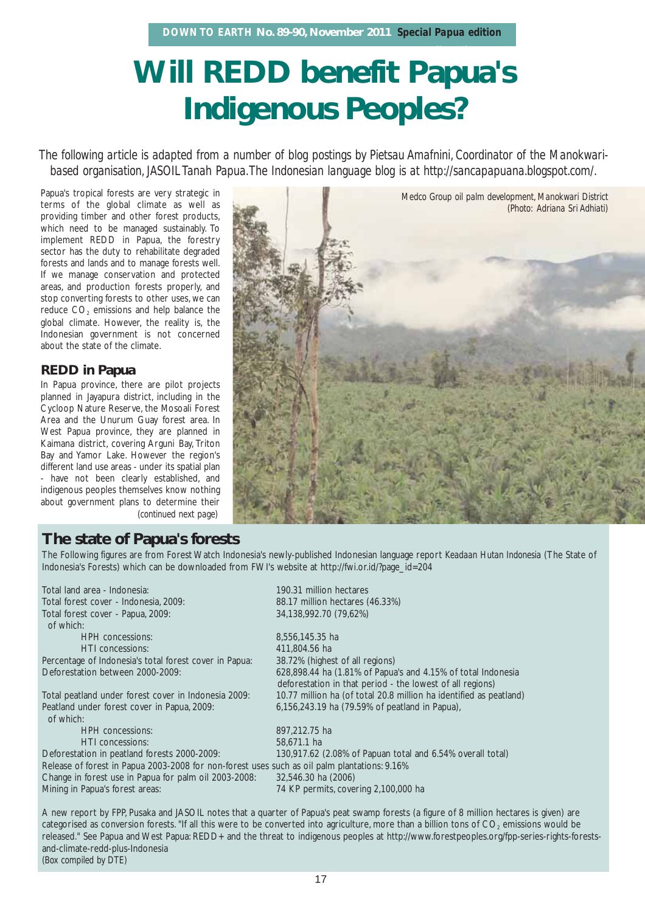# Will REDD benefit Papua's Indigenous Peoples?

*The following article is adapted from a number of blog postings by Pietsau Amafnini, Coordinator of the Manokwari-based organisation, JASOIL Tanah Papua. The Indonesian language blog is at http://sancapapuana.blogspot.com/.*

Papua's tropical forests are very strategic in terms of the global climate as well as providing timber and other forest products, which need to be managed sustainably. To implement REDD in Papua, the forestry sector has the duty to rehabilitate degraded forests and lands and to manage forests well. If we manage conservation and protected areas, and production forests properly, and stop converting forests to other uses, we can reduce $CO_2$ emissions and help balance the global climate. However, the reality is, the Indonesian government is not concerned about the state of the climate.

## REDD in Papua

In Papua province, there are pilot projects planned in Jayapura district, including in the Cycloop Nature Reserve, the Mosoali Forest Area and the Unurum Guay forest area. In West Papua province, they are planned in Kaimana district, covering Arguni Bay, Triton Bay and Yamor Lake. However the region's different land use areas - under its spatial plan - have not been clearly established, and indigenous peoples themselves know nothing about government plans to determine their

*(continued next page)*

*Medco Group oil palm development, Manokwari District (Photo: Adriana Sri Adhiati)*

## The state of Papua's forests

The Following figures are from Forest Watch Indonesia's newly-published Indonesian language report *Keadaan Hutan Indonesia* (The State of Indonesia's Forests) which can be downloaded from FWI's website at http://fwi.or.id/?page_id=204

| | |
|---|---|
| Total land area - Indonesia: | 190.31 million hectares |
| Total forest cover - Indonesia, 2009: | 88.17 million hectares (46.33%) |
| Total forest cover - Papua, 2009: | 34,138,992.70 (79,62%) |
| of which: | |
| HPH concessions: | 8,556,145.35 ha |
| HTI concessions: | 411,804.56 ha |
| Percentage of Indonesia's total forest cover in Papua: | 38.72% (highest of all regions) |
| Deforestation between 2000-2009: | 628,898.44 ha (1.81% of Papua's and 4.15% of total Indonesia deforestation in that period - the lowest of all regions) |
| Total peatland under forest cover in Indonesia 2009: | 10.77 million ha (of total 20.8 million ha identified as peatland) |
| Peatland under forest cover in Papua, 2009: | 6,156,243.19 ha (79.59% of peatland in Papua), |
| of which: | |
| HPH concessions: | 897,212.75 ha |
| HTI concessions: | 58,671.1 ha |
| Deforestation in peatland forests 2000-2009: | 130,917.62 (2.08% of Papuan total and 6.54% overall total) |
| Release of forest in Papua 2003-2008 for non-forest uses such as oil palm plantations: 9.16% | |
| Change in forest use in Papua for palm oil 2003-2008: | 32,546.30 ha (2006) |
| Mining in Papua's forest areas: | 74 KP permits, covering 2,100,000 ha |

A new report by FPP, Pusaka and JASOIL notes that a quarter of Papua's peat swamp forests (a figure of 8 million hectares is given) are categorised as conversion forests. "If all this were to be converted into agriculture, more than a billion tons of $CO_2$ emissions would be released." See Papua and West Papua: REDD+ and the threat to indigenous peoples at http://www.forestpeoples.org/fpp-series-rights-forests-and-climate-redd-plus-Indonesia

(Box compiled by DTE)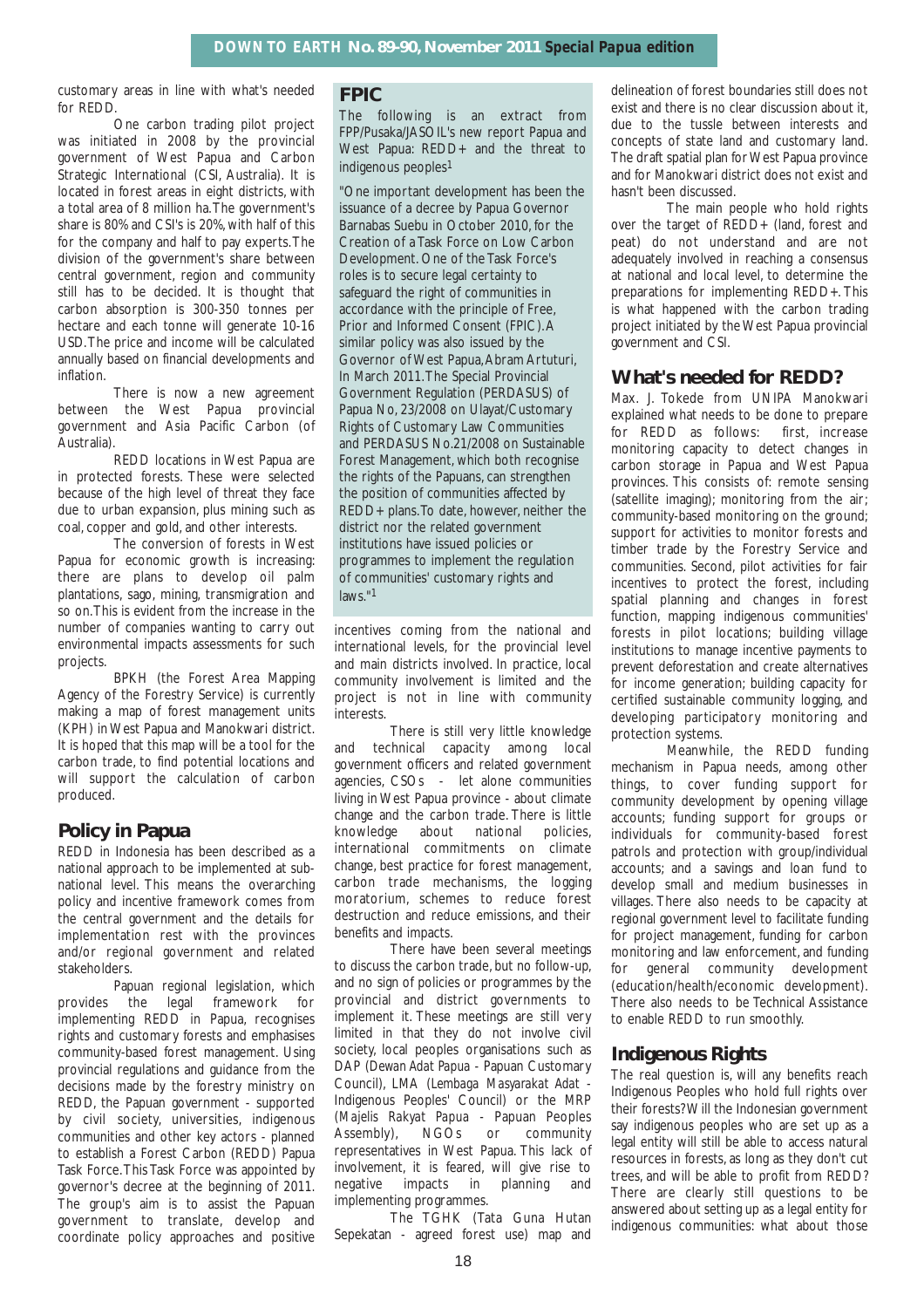customary areas in line with what's needed for REDD.

One carbon trading pilot project was initiated in 2008 by the provincial government of West Papua and Carbon Strategic International (CSI, Australia). It is located in forest areas in eight districts, with a total area of 8 million ha. The government's share is 80% and CSI's is 20%, with half of this for the company and half to pay experts. The division of the government's share between central government, region and community still has to be decided. It is thought that carbon absorption is 300-350 tonnes per hectare and each tonne will generate 10-16 USD. The price and income will be calculated annually based on financial developments and inflation.

There is now a new agreement between the West Papua provincial government and Asia Pacific Carbon (of Australia).

REDD locations in West Papua are in protected forests. These were selected because of the high level of threat they face due to urban expansion, plus mining such as coal, copper and gold, and other interests.

The conversion of forests in West Papua for economic growth is increasing: there are plans to develop oil palm plantations, sago, mining, transmigration and so on. This is evident from the increase in the number of companies wanting to carry out environmental impacts assessments for such projects.

BPKH (the Forest Area Mapping Agency of the Forestry Service) is currently making a map of forest management units (KPH) in West Papua and Manokwari district. It is hoped that this map will be a tool for the carbon trade, to find potential locations and will support the calculation of carbon produced.

## Policy in Papua

REDD in Indonesia has been described as a national approach to be implemented at sub-national level. This means the overarching policy and incentive framework comes from the central government and the details for implementation rest with the provinces and/or regional government and related stakeholders.

Papuan regional legislation, which provides the legal framework for implementing REDD in Papua, recognises rights and customary forests and emphasises community-based forest management. Using provincial regulations and guidance from the decisions made by the forestry ministry on REDD, the Papuan government - supported by civil society, universities, indigenous communities and other key actors - planned to establish a Forest Carbon (REDD) Papua Task Force. This Task Force was appointed by governor's decree at the beginning of 2011. The group's aim is to assist the Papuan government to translate, develop and coordinate policy approaches and positive incentives coming from the national and international levels, for the provincial level and main districts involved. In practice, local community involvement is limited and the project is not in line with community interests.

There is still very little knowledge and technical capacity among local government officers and related government agencies, CSOs - let alone communities living in West Papua province - about climate change and the carbon trade. There is little knowledge about national policies, international commitments on climate change, best practice for forest management, carbon trade mechanisms, the logging moratorium, schemes to reduce forest destruction and reduce emissions, and their benefits and impacts.

There have been several meetings to discuss the carbon trade, but no follow-up, and no sign of policies or programmes by the provincial and district governments to implement it. These meetings are still very limited in that they do not involve civil society, local peoples organisations such as DAP (*Dewan Adat Papua* - Papuan Customary Council), LMA (*Lembaga Masyarakat Adat* - Indigenous Peoples' Council) or the MRP (*Majelis Rakyat Papua* - Papuan Peoples Assembly), NGOs or community representatives in West Papua. This lack of involvement, it is feared, will give rise to negative impacts in planning and implementing programmes.

The TGHK (Tata Guna Hutan Sepekatan - agreed forest use) map and delineation of forest boundaries still does not exist and there is no clear discussion about it, due to the tussle between interests and concepts of state land and customary land. The draft spatial plan for West Papua province and for Manokwari district does not exist and hasn't been discussed.

The main people who hold rights over the target of REDD+ (land, forest and peat) do not understand and are not adequately involved in reaching a consensus at national and local level, to determine the preparations for implementing REDD+. This is what happened with the carbon trading project initiated by the West Papua provincial government and CSI.

### FPIC

The following is an extract from FPP/Pusaka/JASOIL's new report Papua and West Papua: REDD+ and the threat to indigenous peoples[1]

"One important development has been the issuance of a decree by Papua Governor Barnabas Suebu in October 2010, for the Creation of a Task Force on Low Carbon Development. One of the Task Force's roles is to secure legal certainty to safeguard the right of communities in accordance with the principle of Free, Prior and Informed Consent (FPIC). A similar policy was also issued by the Governor of West Papua, Abram Artuturi, In March 2011. The Special Provincial Government Regulation (PERDASUS) of Papua No, 23/2008 on Ulayat/Customary Rights of Customary Law Communities and PERDASUS No.21/2008 on Sustainable Forest Management, which both recognise the rights of the Papuans, can strengthen the position of communities affected by REDD+ plans. To date, however, neither the district nor the related government institutions have issued policies or programmes to implement the regulation of communities' customary rights and laws."[1]

## What's needed for REDD?

Max. J. Tokede from UNIPA Manokwari explained what needs to be done to prepare for REDD as follows: first, increase monitoring capacity to detect changes in carbon storage in Papua and West Papua provinces. This consists of: remote sensing (satellite imaging); monitoring from the air; community-based monitoring on the ground; support for activities to monitor forests and timber trade by the Forestry Service and communities. Second, pilot activities for fair incentives to protect the forest, including spatial planning and changes in forest function, mapping indigenous communities' forests in pilot locations; building village institutions to manage incentive payments to prevent deforestation and create alternatives for income generation; building capacity for certified sustainable community logging, and developing participatory monitoring and protection systems.

Meanwhile, the REDD funding mechanism in Papua needs, among other things, to cover funding support for community development by opening village accounts; funding support for groups or individuals for community-based forest patrols and protection with group/individual accounts; and a savings and loan fund to develop small and medium businesses in villages. There also needs to be capacity at regional government level to facilitate funding for project management, funding for carbon monitoring and law enforcement, and funding for general community development (education/health/economic development). There also needs to be Technical Assistance to enable REDD to run smoothly.

## Indigenous Rights

The real question is, will any benefits reach Indigenous Peoples who hold full rights over their forests? Will the Indonesian government say indigenous peoples who are set up as a legal entity will still be able to access natural resources in forests, as long as they don't cut trees, and will be able to profit from REDD? There are clearly still questions to be answered about setting up as a legal entity for indigenous communities: what about those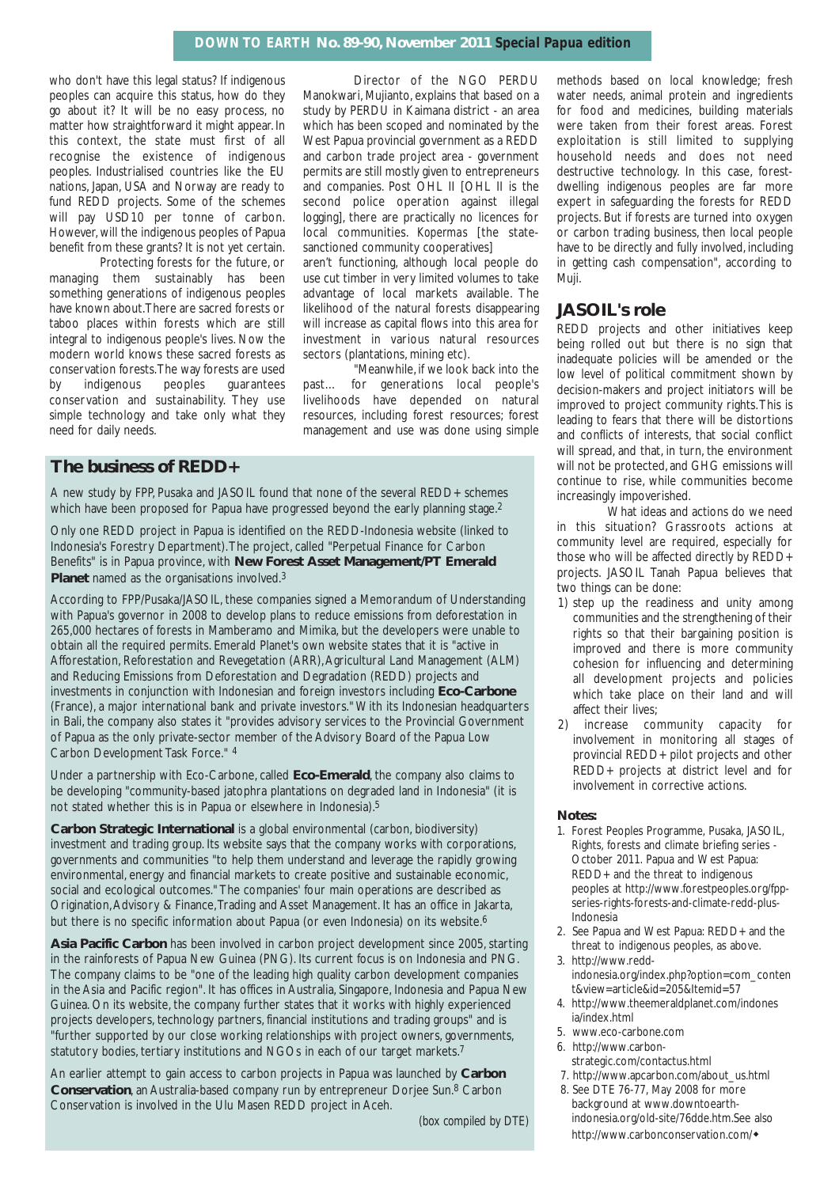who don't have this legal status? If indigenous peoples can acquire this status, how do they go about it? It will be no easy process, no matter how straightforward it might appear. In this context, the state must first of all recognise the existence of indigenous peoples. Industrialised countries like the EU nations, Japan, USA and Norway are ready to fund REDD projects. Some of the schemes will pay USD10 per tonne of carbon. However, will the indigenous peoples of Papua benefit from these grants? It is not yet certain.

Protecting forests for the future, or managing them sustainably has been something generations of indigenous peoples have known about. There are sacred forests or taboo places within forests which are still integral to indigenous people's lives. Now the modern world knows these sacred forests as conservation forests. The way forests are used by indigenous peoples guarantees conservation and sustainability. They use simple technology and take only what they need for daily needs.

Director of the NGO PERDU Manokwari, Mujianto, explains that based on a study by PERDU in Kaimana district - an area which has been scoped and nominated by the West Papua provincial government as a REDD and carbon trade project area - government permits are still mostly given to entrepreneurs and companies. Post OHL II [OHL II is the second police operation against illegal logging], there are practically no licences for local communities. *Kopermas* [the state-sanctioned community cooperatives] aren't functioning, although local people do use cut timber in very limited volumes to take advantage of local markets available. The likelihood of the natural forests disappearing will increase as capital flows into this area for investment in various natural resources sectors (plantations, mining etc).

"Meanwhile, if we look back into the past… for generations local people's livelihoods have depended on natural resources, including forest resources; forest management and use was done using simple methods based on local knowledge; fresh water needs, animal protein and ingredients for food and medicines, building materials were taken from their forest areas. Forest exploitation is still limited to supplying household needs and does not need destructive technology. In this case, forest-dwelling indigenous peoples are far more expert in safeguarding the forests for REDD projects. But if forests are turned into oxygen or carbon trading business, then local people have to be directly and fully involved, including in getting cash compensation", according to Muji.

## The business of REDD+

A new study by FPP, Pusaka and JASOIL found that none of the several REDD+ schemes which have been proposed for Papua have progressed beyond the early planning stage.[2]

Only one REDD project in Papua is identified on the REDD-Indonesia website (linked to Indonesia's Forestry Department). The project, called "Perpetual Finance for Carbon Benefits" is in Papua province, with **New Forest Asset Management/PT Emerald Planet** named as the organisations involved.[3]

According to FPP/Pusaka/JASOIL, these companies signed a Memorandum of Understanding with Papua's governor in 2008 to develop plans to reduce emissions from deforestation in 265,000 hectares of forests in Mamberamo and Mimika, but the developers were unable to obtain all the required permits. Emerald Planet's own website states that it is "active in Afforestation, Reforestation and Revegetation (ARR), Agricultural Land Management (ALM) and Reducing Emissions from Deforestation and Degradation (REDD) projects and investments in conjunction with Indonesian and foreign investors including **Eco-Carbone** (France), a major international bank and private investors." With its Indonesian headquarters in Bali, the company also states it "provides advisory services to the Provincial Government of Papua as the only private-sector member of the Advisory Board of the Papua Low Carbon Development Task Force." [4]

Under a partnership with Eco-Carbone, called **Eco-Emerald**, the company also claims to be developing "community-based jatophra plantations on degraded land in Indonesia" (it is not stated whether this is in Papua or elsewhere in Indonesia).[5]

**Carbon Strategic International** is a global environmental (carbon, biodiversity) investment and trading group. Its website says that the company works with corporations, governments and communities "to help them understand and leverage the rapidly growing environmental, energy and financial markets to create positive and sustainable economic, social and ecological outcomes." The companies' four main operations are described as Origination, Advisory & Finance, Trading and Asset Management. It has an office in Jakarta, but there is no specific information about Papua (or even Indonesia) on its website.[6]

**Asia Pacific Carbon** has been involved in carbon project development since 2005, starting in the rainforests of Papua New Guinea (PNG). Its current focus is on Indonesia and PNG. The company claims to be "one of the leading high quality carbon development companies in the Asia and Pacific region". It has offices in Australia, Singapore, Indonesia and Papua New Guinea. On its website, the company further states that it works with highly experienced projects developers, technology partners, financial institutions and trading groups" and is "further supported by our close working relationships with project owners, governments, statutory bodies, tertiary institutions and NGOs in each of our target markets.[7]

An earlier attempt to gain access to carbon projects in Papua was launched by **Carbon Conservation**, an Australia-based company run by entrepreneur Dorjee Sun.[8] Carbon Conservation is involved in the Ulu Masen REDD project in Aceh.

*(box compiled by DTE)*

## JASOIL's role

REDD projects and other initiatives keep being rolled out but there is no sign that inadequate policies will be amended or the low level of political commitment shown by decision-makers and project initiators will be improved to project community rights. This is leading to fears that there will be distortions and conflicts of interests, that social conflict will spread, and that, in turn, the environment will not be protected, and GHG emissions will continue to rise, while communities become increasingly impoverished.

What ideas and actions do we need in this situation? Grassroots actions at community level are required, especially for those who will be affected directly by REDD+ projects. JASOIL Tanah Papua believes that two things can be done:

1) step up the readiness and unity among communities and the strengthening of their rights so that their bargaining position is improved and there is more community cohesion for influencing and determining all development projects and policies which take place on their land and will affect their lives;
2) increase community capacity for involvement in monitoring all stages of provincial REDD+ pilot projects and other REDD+ projects at district level and for involvement in corrective actions.

**Notes:**

1. Forest Peoples Programme, Pusaka, JASOIL, Rights, forests and climate briefing series - October 2011. Papua and West Papua: REDD+ and the threat to indigenous peoples at http://www.forestpeoples.org/fpp-series-rights-forests-and-climate-redd-plus-Indonesia
2. See Papua and West Papua: REDD+ and the threat to indigenous peoples, as above.
3. http://www.redd-indonesia.org/index.php?option=com_content&view=article&id=205&Itemid=57
4. http://www.theemeraldplanet.com/indonesia/index.html
5. www.eco-carbone.com
6. http://www.carbon-strategic.com/contactus.html
7. http://www.apcarbon.com/about_us.html
8. See DTE 76-77, May 2008 for more background at www.downtoearth-indonesia.org/old-site/76dde.htm.See also http://www.carbonconservation.com/◆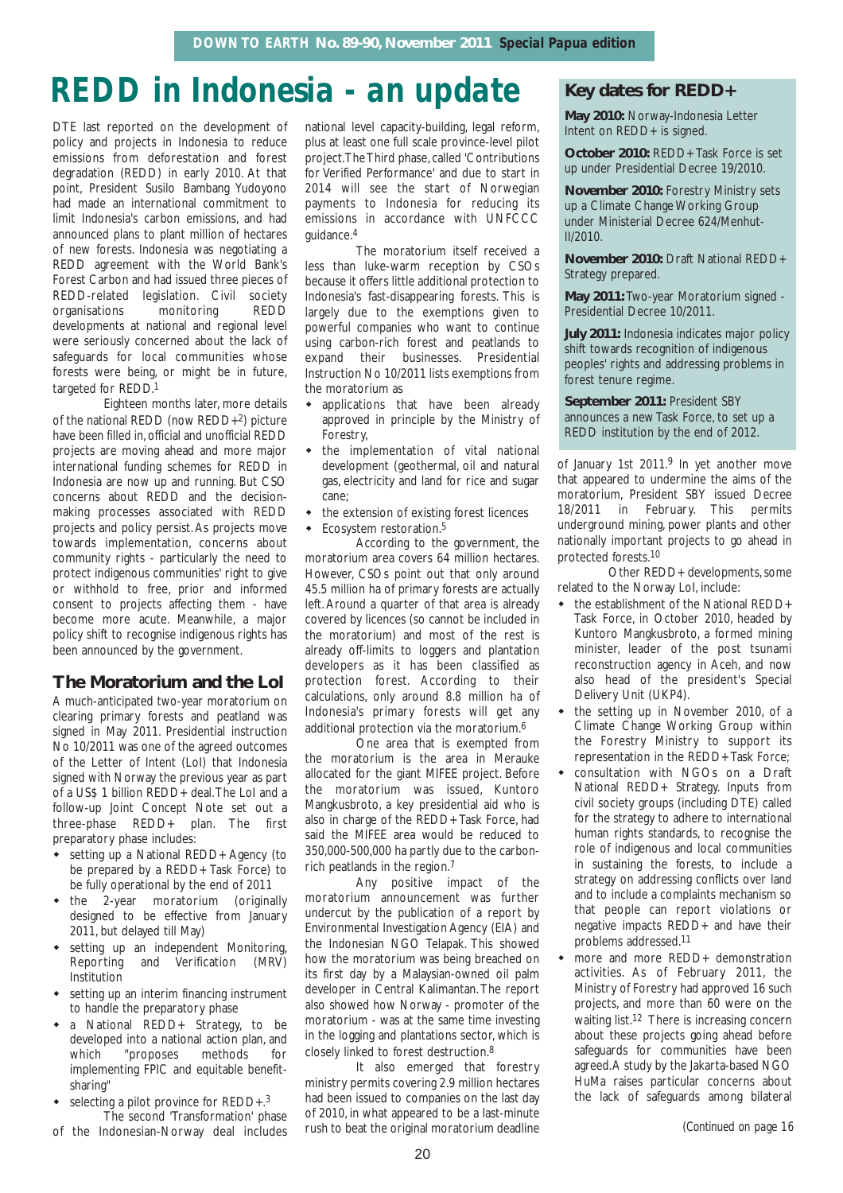# REDD in Indonesia - an update

DTE last reported on the development of policy and projects in Indonesia to reduce emissions from deforestation and forest degradation (REDD) in early 2010. At that point, President Susilo Bambang Yudoyono had made an international commitment to limit Indonesia's carbon emissions, and had announced plans to plant million of hectares of new forests. Indonesia was negotiating a REDD agreement with the World Bank's Forest Carbon and had issued three pieces of REDD-related legislation. Civil society organisations monitoring REDD developments at national and regional level were seriously concerned about the lack of safeguards for local communities whose forests were being, or might be in future, targeted for REDD.[1]

Eighteen months later, more details of the national REDD (now REDD+[2]) picture have been filled in, official and unofficial REDD projects are moving ahead and more major international funding schemes for REDD in Indonesia are now up and running. But CSO concerns about REDD and the decision-making processes associated with REDD projects and policy persist. As projects move towards implementation, concerns about community rights - particularly the need to protect indigenous communities' right to give or withhold to free, prior and informed consent to projects affecting them - have become more acute. Meanwhile, a major policy shift to recognise indigenous rights has been announced by the government.

## The Moratorium and the LoI

A much-anticipated two-year moratorium on clearing primary forests and peatland was signed in May 2011. Presidential instruction No 10/2011 was one of the agreed outcomes of the Letter of Intent (LoI) that Indonesia signed with Norway the previous year as part of a US$ 1 billion REDD+ deal. The LoI and a follow-up Joint Concept Note set out a three-phase REDD+ plan. The first preparatory phase includes:

- setting up a National REDD+ Agency (to be prepared by a REDD+ Task Force) to be fully operational by the end of 2011
- the 2-year moratorium (originally designed to be effective from January 2011, but delayed till May)
- setting up an independent Monitoring, Reporting and Verification (MRV) Institution
- setting up an interim financing instrument to handle the preparatory phase
- a National REDD+ Strategy, to be developed into a national action plan, and which "proposes methods for implementing FPIC and equitable benefit-sharing"
- selecting a pilot province for REDD+.[3]

The second 'Transformation' phase of the Indonesian-Norway deal includes national level capacity-building, legal reform, plus at least one full scale province-level pilot project. The Third phase, called 'Contributions for Verified Performance' and due to start in 2014 will see the start of Norwegian payments to Indonesia for reducing its emissions in accordance with UNFCCC guidance.[4]

The moratorium itself received a less than luke-warm reception by CSOs because it offers little additional protection to Indonesia's fast-disappearing forests. This is largely due to the exemptions given to powerful companies who want to continue using carbon-rich forest and peatlands to expand their businesses. Presidential Instruction No 10/2011 lists exemptions from the moratorium as

- applications that have been already approved in principle by the Ministry of Forestry,
- the implementation of vital national development (geothermal, oil and natural gas, electricity and land for rice and sugar cane;
- the extension of existing forest licences
- Ecosystem restoration.[5]

According to the government, the moratorium area covers 64 million hectares. However, CSOs point out that only around 45.5 million ha of primary forests are actually left. Around a quarter of that area is already covered by licences (so cannot be included in the moratorium) and most of the rest is already off-limits to loggers and plantation developers as it has been classified as protection forest. According to their calculations, only around 8.8 million ha of Indonesia's primary forests will get any additional protection via the moratorium.[6]

One area that is exempted from the moratorium is the area in Merauke allocated for the giant MIFEE project. Before the moratorium was issued, Kuntoro Mangkusbroto, a key presidential aid who is also in charge of the REDD+ Task Force, had said the MIFEE area would be reduced to 350,000-500,000 ha partly due to the carbon-rich peatlands in the region.[7]

Any positive impact of the moratorium announcement was further undercut by the publication of a report by Environmental Investigation Agency (EIA) and the Indonesian NGO Telapak. This showed how the moratorium was being breached on its first day by a Malaysian-owned oil palm developer in Central Kalimantan. The report also showed how Norway - promoter of the moratorium - was at the same time investing in the logging and plantations sector, which is closely linked to forest destruction.[8]

It also emerged that forestry ministry permits covering 2.9 million hectares had been issued to companies on the last day of 2010, in what appeared to be a last-minute rush to beat the original moratorium deadline of January 1st 2011.[9] In yet another move that appeared to undermine the aims of the moratorium, President SBY issued Decree 18/2011 in February. This permits underground mining, power plants and other nationally important projects to go ahead in protected forests.[10]

Other REDD+ developments, some related to the Norway LoI, include:

- the establishment of the National REDD+ Task Force, in October 2010, headed by Kuntoro Mangkusbroto, a formed mining minister, leader of the post tsunami reconstruction agency in Aceh, and now also head of the president's Special Delivery Unit (UKP4).
- the setting up in November 2010, of a Climate Change Working Group within the Forestry Ministry to support its representation in the REDD+ Task Force;
- consultation with NGOs on a Draft National REDD+ Strategy. Inputs from civil society groups (including DTE) called for the strategy to adhere to international human rights standards, to recognise the role of indigenous and local communities in sustaining the forests, to include a strategy on addressing conflicts over land and to include a complaints mechanism so that people can report violations or negative impacts REDD+ and have their problems addressed.[11]
- more and more REDD+ demonstration activities. As of February 2011, the Ministry of Forestry had approved 16 such projects, and more than 60 were on the waiting list.[12] There is increasing concern about these projects going ahead before safeguards for communities have been agreed. A study by the Jakarta-based NGO HuMa raises particular concerns about the lack of safeguards among bilateral

*(Continued on page 16*

## Key dates for REDD+

**May 2010:** Norway-Indonesia Letter Intent on REDD+ is signed.

**October 2010:** REDD+ Task Force is set up under Presidential Decree 19/2010.

**November 2010:** Forestry Ministry sets up a Climate Change Working Group under Ministerial Decree 624/Menhut-II/2010.

**November 2010:** Draft National REDD+ Strategy prepared.

**May 2011:** Two-year Moratorium signed - Presidential Decree 10/2011.

**July 2011:** Indonesia indicates major policy shift towards recognition of indigenous peoples' rights and addressing problems in forest tenure regime.

**September 2011:** President SBY announces a new Task Force, to set up a REDD institution by the end of 2012.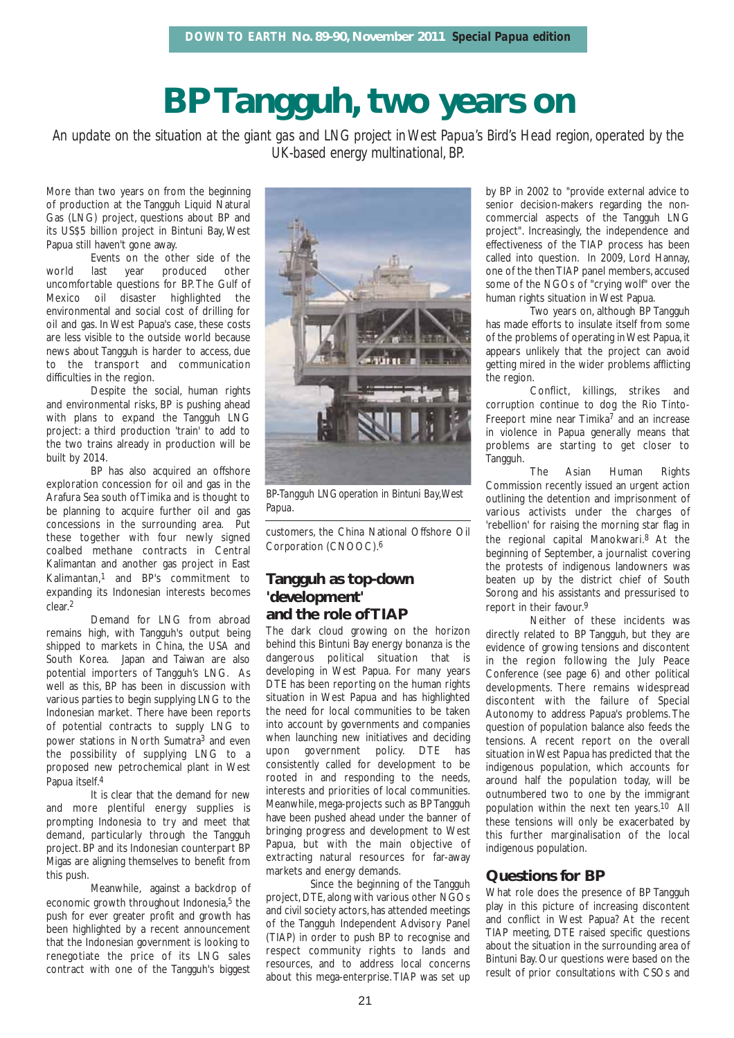# BP Tangguh, two years on

*An update on the situation at the giant gas and LNG project in West Papua's Bird's Head region, operated by the UK-based energy multinational, BP.*

More than two years on from the beginning of production at the Tangguh Liquid Natural Gas (LNG) project, questions about BP and its US$5 billion project in Bintuni Bay, West Papua still haven't gone away.

Events on the other side of the world last year produced other uncomfortable questions for BP. The Gulf of Mexico oil disaster highlighted the environmental and social cost of drilling for oil and gas. In West Papua's case, these costs are less visible to the outside world because news about Tangguh is harder to access, due to the transport and communication difficulties in the region.

Despite the social, human rights and environmental risks, BP is pushing ahead with plans to expand the Tangguh LNG project: a third production 'train' to add to the two trains already in production will be built by 2014.

BP has also acquired an offshore exploration concession for oil and gas in the Arafura Sea south of Timika and is thought to be planning to acquire further oil and gas concessions in the surrounding area. Put these together with four newly signed coalbed methane contracts in Central Kalimantan and another gas project in East Kalimantan,[1] and BP's commitment to expanding its Indonesian interests becomes clear.[2]

Demand for LNG from abroad remains high, with Tangguh's output being shipped to markets in China, the USA and South Korea. Japan and Taiwan are also potential importers of Tangguh's LNG. As well as this, BP has been in discussion with various parties to begin supplying LNG to the Indonesian market. There have been reports of potential contracts to supply LNG to power stations in North Sumatra[3] and even the possibility of supplying LNG to a proposed new petrochemical plant in West Papua itself.[4]

It is clear that the demand for new and more plentiful energy supplies is prompting Indonesia to try and meet that demand, particularly through the Tangguh project. BP and its Indonesian counterpart BP Migas are aligning themselves to benefit from this push.

Meanwhile, against a backdrop of economic growth throughout Indonesia,[5] the push for ever greater profit and growth has been highlighted by a recent announcement that the Indonesian government is looking to renegotiate the price of its LNG sales contract with one of the Tangguh's biggest customers, the China National Offshore Oil Corporation (CNOOC).[6]

*BP-Tangguh LNG operation in Bintuni Bay, West Papua.*

## Tangguh as top-down 'development' and the role of TIAP

The dark cloud growing on the horizon behind this Bintuni Bay energy bonanza is the dangerous political situation that is developing in West Papua. For many years DTE has been reporting on the human rights situation in West Papua and has highlighted the need for local communities to be taken into account by governments and companies when launching new initiatives and deciding upon government policy. DTE has consistently called for development to be rooted in and responding to the needs, interests and priorities of local communities. Meanwhile, mega-projects such as BP Tangguh have been pushed ahead under the banner of bringing progress and development to West Papua, but with the main objective of extracting natural resources for far-away markets and energy demands.

Since the beginning of the Tangguh project, DTE, along with various other NGOs and civil society actors, has attended meetings of the Tangguh Independent Advisory Panel (TIAP) in order to push BP to recognise and respect community rights to lands and resources, and to address local concerns about this mega-enterprise. TIAP was set up by BP in 2002 to "provide external advice to senior decision-makers regarding the non-commercial aspects of the Tangguh LNG project". Increasingly, the independence and effectiveness of the TIAP process has been called into question. In 2009, Lord Hannay, one of the then TIAP panel members, accused some of the NGOs of "crying wolf" over the human rights situation in West Papua.

Two years on, although BP Tangguh has made efforts to insulate itself from some of the problems of operating in West Papua, it appears unlikely that the project can avoid getting mired in the wider problems afflicting the region.

Conflict, killings, strikes and corruption continue to dog the Rio Tinto-Freeport mine near Timika[7] and an increase in violence in Papua generally means that problems are starting to get closer to Tangguh.

The Asian Human Rights Commission recently issued an urgent action outlining the detention and imprisonment of various activists under the charges of 'rebellion' for raising the morning star flag in the regional capital Manokwari.[8] At the beginning of September, a journalist covering the protests of indigenous landowners was beaten up by the district chief of South Sorong and his assistants and pressurised to report in their favour.[9]

Neither of these incidents was directly related to BP Tangguh, but they are evidence of growing tensions and discontent in the region following the July Peace Conference (see page 6) and other political developments. There remains widespread discontent with the failure of Special Autonomy to address Papua's problems. The question of population balance also feeds the tensions. A recent report on the overall situation in West Papua has predicted that the indigenous population, which accounts for around half the population today, will be outnumbered two to one by the immigrant population within the next ten years.[10] All these tensions will only be exacerbated by this further marginalisation of the local indigenous population.

## Questions for BP

What role does the presence of BP Tangguh play in this picture of increasing discontent and conflict in West Papua? At the recent TIAP meeting, DTE raised specific questions about the situation in the surrounding area of Bintuni Bay. Our questions were based on the result of prior consultations with CSOs and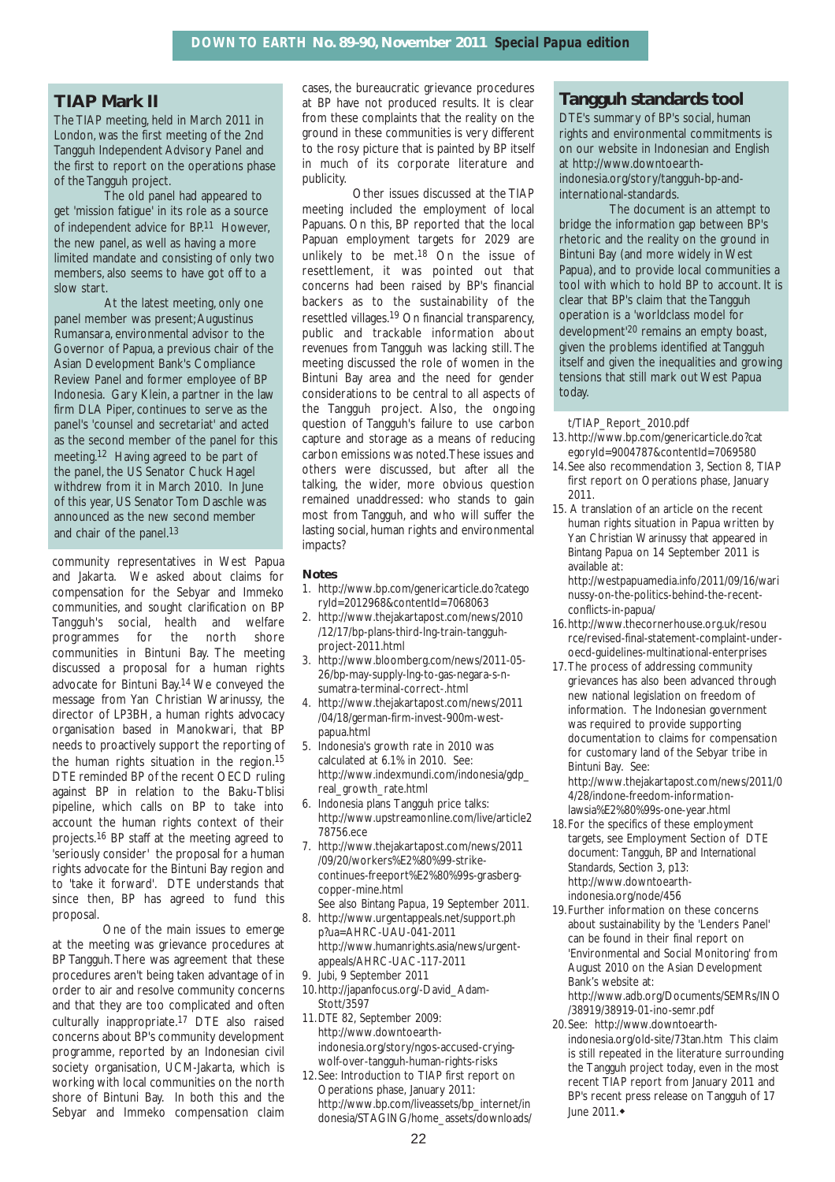## TIAP Mark II

The TIAP meeting, held in March 2011 in London, was the first meeting of the 2nd Tangguh Independent Advisory Panel and the first to report on the operations phase of the Tangguh project.

The old panel had appeared to get 'mission fatigue' in its role as a source of independent advice for BP.[11] However, the new panel, as well as having a more limited mandate and consisting of only two members, also seems to have got off to a slow start.

At the latest meeting, only one panel member was present; Augustinus Rumansara, environmental advisor to the Governor of Papua, a previous chair of the Asian Development Bank's Compliance Review Panel and former employee of BP Indonesia. Gary Klein, a partner in the law firm DLA Piper, continues to serve as the panel's 'counsel and secretariat' and acted as the second member of the panel for this meeting.[12] Having agreed to be part of the panel, the US Senator Chuck Hagel withdrew from it in March 2010. In June of this year, US Senator Tom Daschle was announced as the new second member and chair of the panel.[13]

community representatives in West Papua and Jakarta. We asked about claims for compensation for the Sebyar and Immeko communities, and sought clarification on BP Tangguh's social, health and welfare programmes for the north shore communities in Bintuni Bay. The meeting discussed a proposal for a human rights advocate for Bintuni Bay.[14] We conveyed the message from Yan Christian Warinussy, the director of LP3BH, a human rights advocacy organisation based in Manokwari, that BP needs to proactively support the reporting of the human rights situation in the region.[15] DTE reminded BP of the recent OECD ruling against BP in relation to the Baku-Tbilisi pipeline, which calls on BP to take into account the human rights context of their projects.[16] BP staff at the meeting agreed to 'seriously consider' the proposal for a human rights advocate for the Bintuni Bay region and to 'take it forward'. DTE understands that since then, BP has agreed to fund this proposal.

One of the main issues to emerge at the meeting was grievance procedures at BP Tangguh. There was agreement that these procedures aren't being taken advantage of in order to air and resolve community concerns and that they are too complicated and often culturally inappropriate.[17] DTE also raised concerns about BP's community development programme, reported by an Indonesian civil society organisation, UCM-Jakarta, which is working with local communities on the north shore of Bintuni Bay. In both this and the Sebyar and Immeko compensation claim cases, the bureaucratic grievance procedures at BP have not produced results. It is clear from these complaints that the reality on the ground in these communities is very different to the rosy picture that is painted by BP itself in much of its corporate literature and publicity.

Other issues discussed at the TIAP meeting included the employment of local Papuans. On this, BP reported that the local Papuan employment targets for 2029 are unlikely to be met.[18] On the issue of resettlement, it was pointed out that concerns had been raised by BP's financial backers as to the sustainability of the resettled villages.[19] On financial transparency, public and trackable information about revenues from Tangguh was lacking still. The meeting discussed the role of women in the Bintuni Bay area and the need for gender considerations to be central to all aspects of the Tangguh project. Also, the ongoing question of Tangguh's failure to use carbon capture and storage as a means of reducing carbon emissions was noted. These issues and others were discussed, but after all the talking, the wider, more obvious question remained unaddressed: who stands to gain most from Tangguh, and who will suffer the lasting social, human rights and environmental impacts?

## Tangguh standards tool

DTE's summary of BP's social, human rights and environmental commitments is on our website in Indonesian and English at http://www.downtoearth-indonesia.org/story/tangguh-bp-and-international-standards.

The document is an attempt to bridge the information gap between BP's rhetoric and the reality on the ground in Bintuni Bay (and more widely in West Papua), and to provide local communities a tool with which to hold BP to account. It is clear that BP's claim that the Tangguh operation is a 'worldclass model for development'[20] remains an empty boast, given the problems identified at Tangguh itself and given the inequalities and growing tensions that still mark out West Papua today.

### Notes

1. http://www.bp.com/genericarticle.do?categoryId=2012968&contentId=7068063
2. http://www.thejakartapost.com/news/2010/12/17/bp-plans-third-lng-train-tangguh-project-2011.html
3. http://www.bloomberg.com/news/2011-05-26/bp-may-supply-lng-to-gas-negara-s-n-sumatra-terminal-correct-.html
4. http://www.thejakartapost.com/news/2011/04/18/german-firm-invest-900m-west-papua.html
5. Indonesia's growth rate in 2010 was calculated at 6.1% in 2010. See: http://www.indexmundi.com/indonesia/gdp_real_growth_rate.html
6. Indonesia plans Tangguh price talks: http://www.upstreamonline.com/live/article278756.ece
7. http://www.thejakartapost.com/news/2011/09/20/workers%E2%80%99-strike-continues-freeport%E2%80%99s-grasberg-copper-mine.html See also *Bintang Papua*, 19 September 2011.
8. http://www.urgentappeals.net/support.php?ua=AHRC-UAU-041-2011 http://www.humanrights.asia/news/urgent-appeals/AHRC-UAC-117-2011
9. *Jubi*, 9 September 2011
10. http://japanfocus.org/-David_Adam-Stott/3597
11. DTE 82, September 2009: http://www.downtoearth-indonesia.org/story/ngos-accused-crying-wolf-over-tangguh-human-rights-risks
12. See: Introduction to TIAP first report on Operations phase, January 2011: http://www.bp.com/liveassets/bp_internet/indonesia/STAGING/home_assets/downloads/t/TIAP_Report_2010.pdf
13. http://www.bp.com/genericarticle.do?categoryId=9004787&contentId=7069580
14. See also recommendation 3, Section 8, TIAP first report on Operations phase, January 2011.
15. A translation of an article on the recent human rights situation in Papua written by Yan Christian Warinussy that appeared in *Bintang Papua* on 14 September 2011 is available at: http://westpapuamedia.info/2011/09/16/warinussy-on-the-politics-behind-the-recent-conflicts-in-papua/
16. http://www.thecornerhouse.org.uk/resource/revised-final-statement-complaint-under-oecd-guidelines-multinational-enterprises
17. The process of addressing community grievances has also been advanced through new national legislation on freedom of information. The Indonesian government was required to provide supporting documentation to claims for compensation for customary land of the Sebyar tribe in Bintuni Bay. See: http://www.thejakartapost.com/news/2011/04/28/indone-freedom-information-lawsia%E2%80%99s-one-year.html
18. For the specifics of these employment targets, see Employment Section of DTE document: *Tangguh, BP and International Standards*, Section 3, p13: http://www.downtoearth-indonesia.org/node/456
19. Further information on these concerns about sustainability by the 'Lenders Panel' can be found in their final report on 'Environmental and Social Monitoring' from August 2010 on the Asian Development Bank's website at: http://www.adb.org/Documents/SEMRs/INO/38919/38919-01-ino-semr.pdf
20. See: http://www.downtoearth-indonesia.org/old-site/73tan.htm This claim is still repeated in the literature surrounding the Tangguh project today, even in the most recent TIAP report from January 2011 and BP's recent press release on Tangguh of 17 June 2011.◆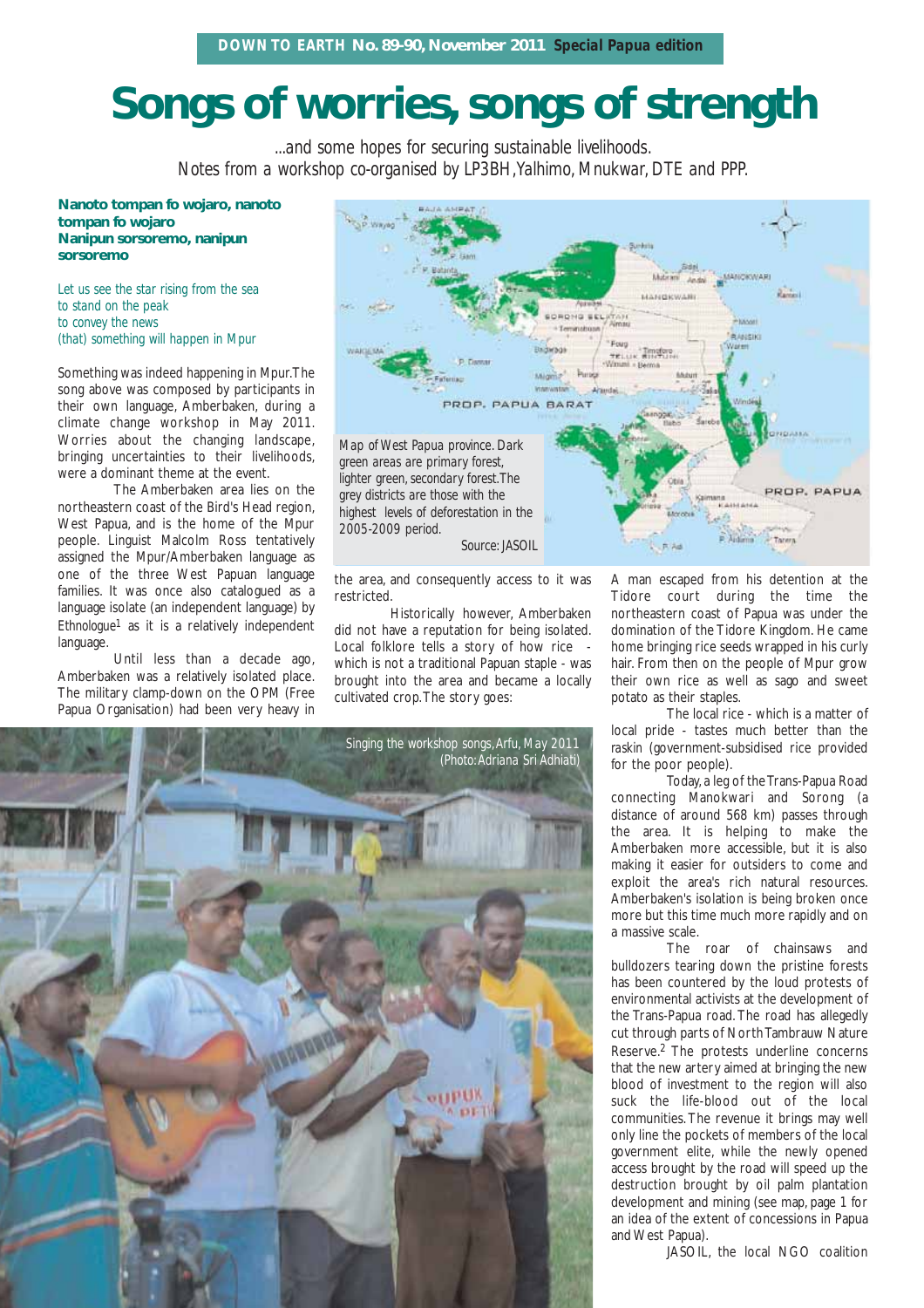# Songs of worries, songs of strength

*...and some hopes for securing sustainable livelihoods. Notes from a workshop co-organised by LP3BH, Yalhimo, Mnukwar, DTE and PPP.*

**Nanoto tompan fo wojaro, nanoto tompan fo wojaro**
**Nanipun sorsoremo, nanipun sorsoremo**

*Let us see the star rising from the sea*
*to stand on the peak*
*to convey the news*
*(that) something will happen in Mpur*

Something was indeed happening in Mpur. The song above was composed by participants in their own language, Amberbaken, during a climate change workshop in May 2011. Worries about the changing landscape, bringing uncertainties to their livelihoods, were a dominant theme at the event.

The Amberbaken area lies on the northeastern coast of the Bird's Head region, West Papua, and is the home of the Mpur people. Linguist Malcolm Ross tentatively assigned the Mpur/Amberbaken language as one of the three West Papuan language families. It was once also catalogued as a language isolate (an independent language) by Ethnologue[1] as it is a relatively independent language.

Until less than a decade ago, Amberbaken was a relatively isolated place. The military clamp-down on the OPM (Free Papua Organisation) had been very heavy in the area, and consequently access to it was restricted.

Map of West Papua province. Dark green areas are primary forest, lighter green, secondary forest. The grey districts are those with the highest levels of deforestation in the 2005-2009 period.
Source: JASOIL

Historically however, Amberbaken did not have a reputation for being isolated. Local folklore tells a story of how rice - which is not a traditional Papuan staple - was brought into the area and became a locally cultivated crop. The story goes:

Singing the workshop songs, Arfu, May 2011 (Photo: Adriana Sri Adhiati)

A man escaped from his detention at the Tidore court during the time the northeastern coast of Papua was under the domination of the Tidore Kingdom. He came home bringing rice seeds wrapped in his curly hair. From then on the people of Mpur grow their own rice as well as sago and sweet potato as their staples.

The local rice - which is a matter of local pride - tastes much better than the raskin (government-subsidised rice provided for the poor people).

Today, a leg of the Trans-Papua Road connecting Manokwari and Sorong (a distance of around 568 km) passes through the area. It is helping to make the Amberbaken more accessible, but it is also making it easier for outsiders to come and exploit the area's rich natural resources. Amberbaken's isolation is being broken once more but this time much more rapidly and on a massive scale.

The roar of chainsaws and bulldozers tearing down the pristine forests has been countered by the loud protests of environmental activists at the development of the Trans-Papua road. The road has allegedly cut through parts of North Tambrauw Nature Reserve.[2] The protests underline concerns that the new artery aimed at bringing the new blood of investment to the region will also suck the life-blood out of the local communities. The revenue it brings may well only line the pockets of members of the local government elite, while the newly opened access brought by the road will speed up the destruction brought by oil palm plantation development and mining (see map, page 1 for an idea of the extent of concessions in Papua and West Papua).

JASOIL, the local NGO coalition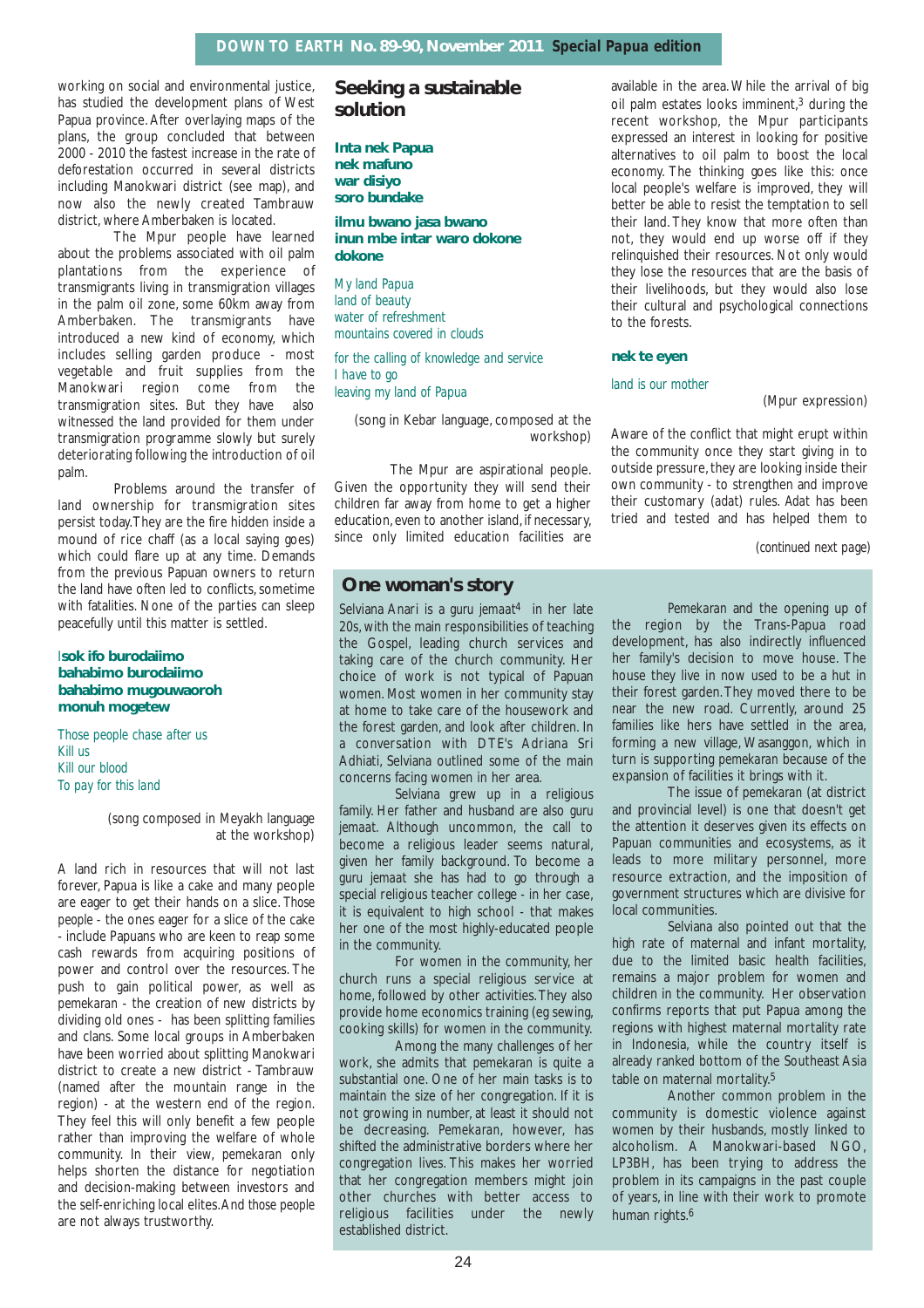working on social and environmental justice, has studied the development plans of West Papua province. After overlaying maps of the plans, the group concluded that between 2000 - 2010 the fastest increase in the rate of deforestation occurred in several districts including Manokwari district (see map), and now also the newly created Tambrauw district, where Amberbaken is located.

The Mpur people have learned about the problems associated with oil palm plantations from the experience of transmigrants living in transmigration villages in the palm oil zone, some 60km away from Amberbaken. The transmigrants have introduced a new kind of economy, which includes selling garden produce - most vegetable and fruit supplies from the Manokwari region come from the transmigration sites. But they have also witnessed the land provided for them under transmigration programme slowly but surely deteriorating following the introduction of oil palm.

Problems around the transfer of land ownership for transmigration sites persist today. They are the fire hidden inside a mound of rice chaff (as a local saying goes) which could flare up at any time. Demands from the previous Papuan owners to return the land have often led to conflicts, sometime with fatalities. None of the parties can sleep peacefully until this matter is settled.

**Isok ifo burodaiimo**
**bahabimo burodaiimo**
**bahabimo mugouwaoroh**
**monuh mogetew**

Those people chase after us
Kill us
Kill our blood
To pay for this land

(song composed in Meyakh language at the workshop)

A land rich in resources that will not last forever, Papua is like a cake and many people are eager to get their hands on a slice. Those people - the ones eager for a slice of the cake - include Papuans who are keen to reap some cash rewards from acquiring positions of power and control over the resources. The push to gain political power, as well as *pemekaran* - the creation of new districts by dividing old ones - has been splitting families and clans. Some local groups in Amberbaken have been worried about splitting Manokwari district to create a new district - Tambrauw (named after the mountain range in the region) - at the western end of the region. They feel this will only benefit a few people rather than improving the welfare of whole community. In their view, *pemekaran* only helps shorten the distance for negotiation and decision-making between investors and the self-enriching local elites. And those people are not always trustworthy.

## Seeking a sustainable solution

**Inta nek Papua**
**nek mafuno**
**war disiyo**
**soro bundake**

**ilmu bwano jasa bwano**
**inun mbe intar waro dokone**
**dokone**

My land Papua
land of beauty
water of refreshment
mountains covered in clouds

for the calling of knowledge and service
I have to go
leaving my land of Papua

(song in Kebar language, composed at the workshop)

The Mpur are aspirational people. Given the opportunity they will send their children far away from home to get a higher education, even to another island, if necessary, since only limited education facilities are available in the area. While the arrival of big oil palm estates looks imminent,[3] during the recent workshop, the Mpur participants expressed an interest in looking for positive alternatives to oil palm to boost the local economy. The thinking goes like this: once local people's welfare is improved, they will better be able to resist the temptation to sell their land. They know that more often than not, they would end up worse off if they relinquished their resources. Not only would they lose the resources that are the basis of their livelihoods, but they would also lose their cultural and psychological connections to the forests.

**nek te eyen**

land is our mother

(Mpur expression)

Aware of the conflict that might erupt within the community once they start giving in to outside pressure, they are looking inside their own community - to strengthen and improve their customary (*adat*) rules. *Adat* has been tried and tested and has helped them to

*(continued next page)*

## One woman's story

Selviana Anari is a *guru jemaat*[4] in her late 20s, with the main responsibilities of teaching the Gospel, leading church services and taking care of the church community. Her choice of work is not typical of Papuan women. Most women in her community stay at home to take care of the housework and the forest garden, and look after children. In a conversation with DTE's Adriana Sri Adhiati, Selviana outlined some of the main concerns facing women in her area.

Selviana grew up in a religious family. Her father and husband are also *guru jemaat*. Although uncommon, the call to become a religious leader seems natural, given her family background. To become a *guru jemaat* she has had to go through a special religious teacher college - in her case, it is equivalent to high school - that makes her one of the most highly-educated people in the community.

For women in the community, her church runs a special religious service at home, followed by other activities. They also provide home economics training (eg sewing, cooking skills) for women in the community.

Among the many challenges of her work, she admits that *pemekaran* is quite a substantial one. One of her main tasks is to maintain the size of her congregation. If it is not growing in number, at least it should not be decreasing. *Pemekaran*, however, has shifted the administrative borders where her congregation lives. This makes her worried that her congregation members might join other churches with better access to religious facilities under the newly established district.

*Pemekaran* and the opening up of the region by the Trans-Papua road development, has also indirectly influenced her family's decision to move house. The house they live in now used to be a hut in their forest garden. They moved there to be near the new road. Currently, around 25 families like hers have settled in the area, forming a new village, Wasanggon, which in turn is supporting *pemekaran* because of the expansion of facilities it brings with it.

The issue of *pemekaran* (at district and provincial level) is one that doesn't get the attention it deserves given its effects on Papuan communities and ecosystems, as it leads to more military personnel, more resource extraction, and the imposition of government structures which are divisive for local communities.

Selviana also pointed out that the high rate of maternal and infant mortality, due to the limited basic health facilities, remains a major problem for women and children in the community. Her observation confirms reports that put Papua among the regions with highest maternal mortality rate in Indonesia, while the country itself is already ranked bottom of the Southeast Asia table on maternal mortality.[5]

Another common problem in the community is domestic violence against women by their husbands, mostly linked to alcoholism. A Manokwari-based NGO, LP3BH, has been trying to address the problem in its campaigns in the past couple of years, in line with their work to promote human rights.[6]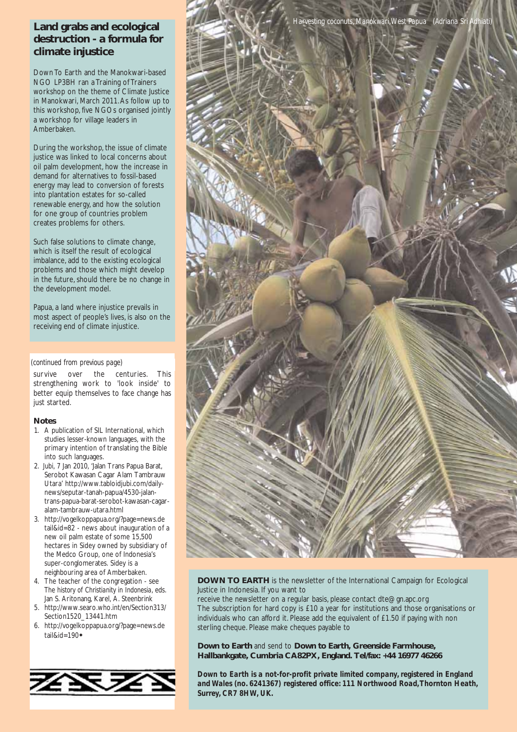## Land grabs and ecological destruction - a formula for climate injustice

Down To Earth and the Manokwari-based NGO LP3BH ran a Training of Trainers workshop on the theme of Climate Justice in Manokwari, March 2011. As follow up to this workshop, five NGOs organised jointly a workshop for village leaders in Amberbaken.

During the workshop, the issue of climate justice was linked to local concerns about oil palm development, how the increase in demand for alternatives to fossil-based energy may lead to conversion of forests into plantation estates for so-called renewable energy, and how the solution for one group of countries problem creates problems for others.

Such false solutions to climate change, which is itself the result of ecological imbalance, add to the existing ecological problems and those which might develop in the future, should there be no change in the development model.

Papua, a land where injustice prevails in most aspect of people's lives, is also on the receiving end of climate injustice.

(continued from previous page)

survive over the centuries. This strengthening work to 'look inside' to better equip themselves to face change has just started.

### Notes

1. A publication of SIL International, which studies lesser-known languages, with the primary intention of translating the Bible into such languages.
2. Jubi, 7 Jan 2010, 'Jalan Trans Papua Barat, Serobot Kawasan Cagar Alam Tambrauw Utara' http://www.tabloidjubi.com/daily-news/seputar-tanah-papua/4530-jalan-trans-papua-barat-serobot-kawasan-cagar-alam-tambrauw-utara.html
3. http://vogelkoppapua.org/?page=news.detail&id=82 - news about inauguration of a new oil palm estate of some 15,500 hectares in Sidey owned by subsidiary of the Medco Group, one of Indonesia's super-conglomerates. Sidey is a neighbouring area of Amberbaken.
4. The teacher of the congregation - see *The history of Christianity in Indonesia*, eds. Jan S. Aritonang, Karel, A. Steenbrink
5. http://www.searo.who.int/en/Section313/Section1520_13441.htm
6. http://vogelkoppapua.org/?page=news.detail&id=190◆

Harvesting coconuts, Manokwari, West Papua (Adriana Sri Adhiati)

**DOWN TO EARTH** is the newsletter of the International Campaign for Ecological Justice in Indonesia. If you want to receive the newsletter on a regular basis, please contact dte@gn.apc.org

The subscription for hard copy is £10 a year for institutions and those organisations or individuals who can afford it. Please add the equivalent of £1.50 if paying with non sterling cheque. Please make cheques payable to

**Down to Earth** and send to **Down to Earth, Greenside Farmhouse, Hallbankgate, Cumbria CA82PX, England. Tel/fax: +44 16977 46266**

***Down to Earth* is a not-for-profit private limited company, registered in England and Wales (no. 6241367) registered office: 111 Northwood Road, Thornton Heath, Surrey, CR7 8HW, UK.**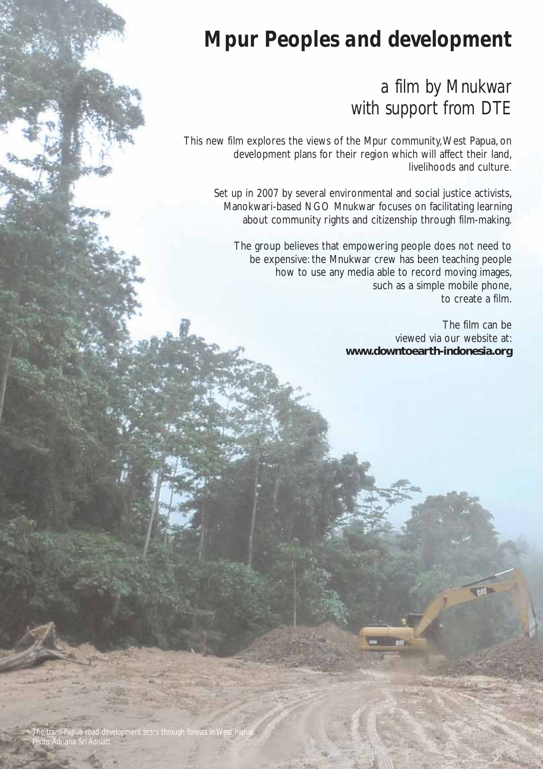# Mpur Peoples and development

## a film by Mnukwar with support from DTE

This new film explores the views of the Mpur community, West Papua, on development plans for their region which will affect their land, livelihoods and culture.

Set up in 2007 by several environmental and social justice activists, Manokwari-based NGO Mnukwar focuses on facilitating learning about community rights and citizenship through film-making.

The group believes that empowering people does not need to be expensive: the Mnukwar crew has been teaching people how to use any media able to record moving images, such as a simple mobile phone, to create a film.

The film can be viewed via our website at: **www.downtoearth-indonesia.org**

The trans-Papua road development tears through forests in West Papua.
Photo: Adriana Sri Adhiati